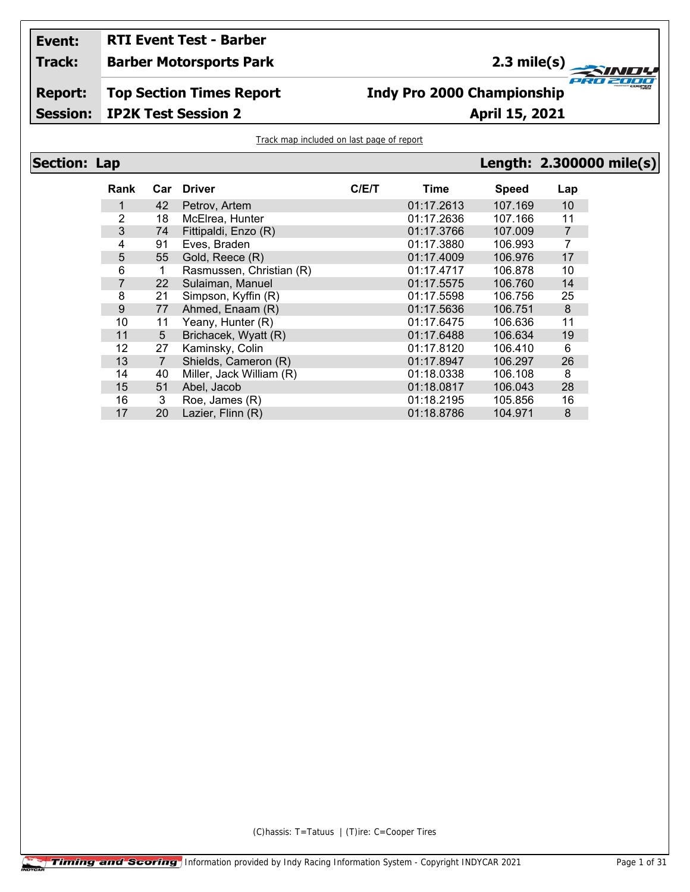| Event: | RTI Event Test - Barber | |
|---|---|---|
| Track: | Barber Motorsports Park | 2.3 mile(s) |
| Report: | Top Section Times Report | Indy Pro 2000 Championship |
| Session: | IP2K Test Session 2 | April 15, 2021 |

Track map included on last page of report

## Section: Lap — Length: 2.300000 mile(s)

| Rank | Car | Driver | C/E/T | Time | Speed | Lap |
|---|---|---|---|---|---|---|
| 1 | 42 | Petrov, Artem | | 01:17.2613 | 107.169 | 10 |
| 2 | 18 | McElrea, Hunter | | 01:17.2636 | 107.166 | 11 |
| 3 | 74 | Fittipaldi, Enzo (R) | | 01:17.3766 | 107.009 | 7 |
| 4 | 91 | Eves, Braden | | 01:17.3880 | 106.993 | 7 |
| 5 | 55 | Gold, Reece (R) | | 01:17.4009 | 106.976 | 17 |
| 6 | 1 | Rasmussen, Christian (R) | | 01:17.4717 | 106.878 | 10 |
| 7 | 22 | Sulaiman, Manuel | | 01:17.5575 | 106.760 | 14 |
| 8 | 21 | Simpson, Kyffin (R) | | 01:17.5598 | 106.756 | 25 |
| 9 | 77 | Ahmed, Enaam (R) | | 01:17.5636 | 106.751 | 8 |
| 10 | 11 | Yeany, Hunter (R) | | 01:17.6475 | 106.636 | 11 |
| 11 | 5 | Brichacek, Wyatt (R) | | 01:17.6488 | 106.634 | 19 |
| 12 | 27 | Kaminsky, Colin | | 01:17.8120 | 106.410 | 6 |
| 13 | 7 | Shields, Cameron (R) | | 01:17.8947 | 106.297 | 26 |
| 14 | 40 | Miller, Jack William (R) | | 01:18.0338 | 106.108 | 8 |
| 15 | 51 | Abel, Jacob | | 01:18.0817 | 106.043 | 28 |
| 16 | 3 | Roe, James (R) | | 01:18.2195 | 105.856 | 16 |
| 17 | 20 | Lazier, Flinn (R) | | 01:18.8786 | 104.971 | 8 |

(C)hassis: T=Tatuus | (T)ire: C=Cooper Tires

Information provided by Indy Racing Information System - Copyright INDYCAR 2021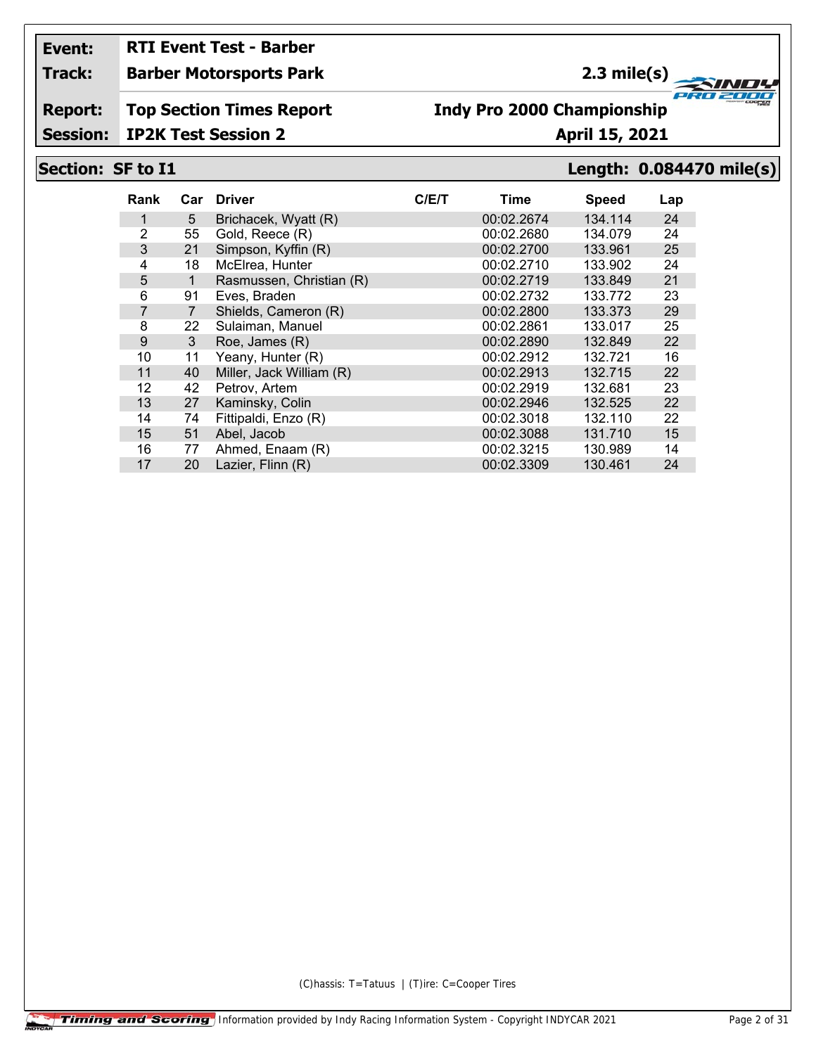**Event:** RTI Event Test - Barber

**Track:** Barber Motorsports Park — 2.3 mile(s)

**Report:** Top Section Times Report — Indy Pro 2000 Championship

**Session:** IP2K Test Session 2 — April 15, 2021

## Section: SF to I1 — Length: 0.084470 mile(s)

| Rank | Car | Driver | C/E/T | Time | Speed | Lap |
|---|---|---|---|---|---|---|
| 1 | 5 | Brichacek, Wyatt (R) | | 00:02.2674 | 134.114 | 24 |
| 2 | 55 | Gold, Reece (R) | | 00:02.2680 | 134.079 | 24 |
| 3 | 21 | Simpson, Kyffin (R) | | 00:02.2700 | 133.961 | 25 |
| 4 | 18 | McElrea, Hunter | | 00:02.2710 | 133.902 | 24 |
| 5 | 1 | Rasmussen, Christian (R) | | 00:02.2719 | 133.849 | 21 |
| 6 | 91 | Eves, Braden | | 00:02.2732 | 133.772 | 23 |
| 7 | 7 | Shields, Cameron (R) | | 00:02.2800 | 133.373 | 29 |
| 8 | 22 | Sulaiman, Manuel | | 00:02.2861 | 133.017 | 25 |
| 9 | 3 | Roe, James (R) | | 00:02.2890 | 132.849 | 22 |
| 10 | 11 | Yeany, Hunter (R) | | 00:02.2912 | 132.721 | 16 |
| 11 | 40 | Miller, Jack William (R) | | 00:02.2913 | 132.715 | 22 |
| 12 | 42 | Petrov, Artem | | 00:02.2919 | 132.681 | 23 |
| 13 | 27 | Kaminsky, Colin | | 00:02.2946 | 132.525 | 22 |
| 14 | 74 | Fittipaldi, Enzo (R) | | 00:02.3018 | 132.110 | 22 |
| 15 | 51 | Abel, Jacob | | 00:02.3088 | 131.710 | 15 |
| 16 | 77 | Ahmed, Enaam (R) | | 00:02.3215 | 130.989 | 14 |
| 17 | 20 | Lazier, Flinn (R) | | 00:02.3309 | 130.461 | 24 |

(C)hassis: T=Tatuus | (T)ire: C=Cooper Tires

Timing and Scoring — Information provided by Indy Racing Information System - Copyright INDYCAR 2021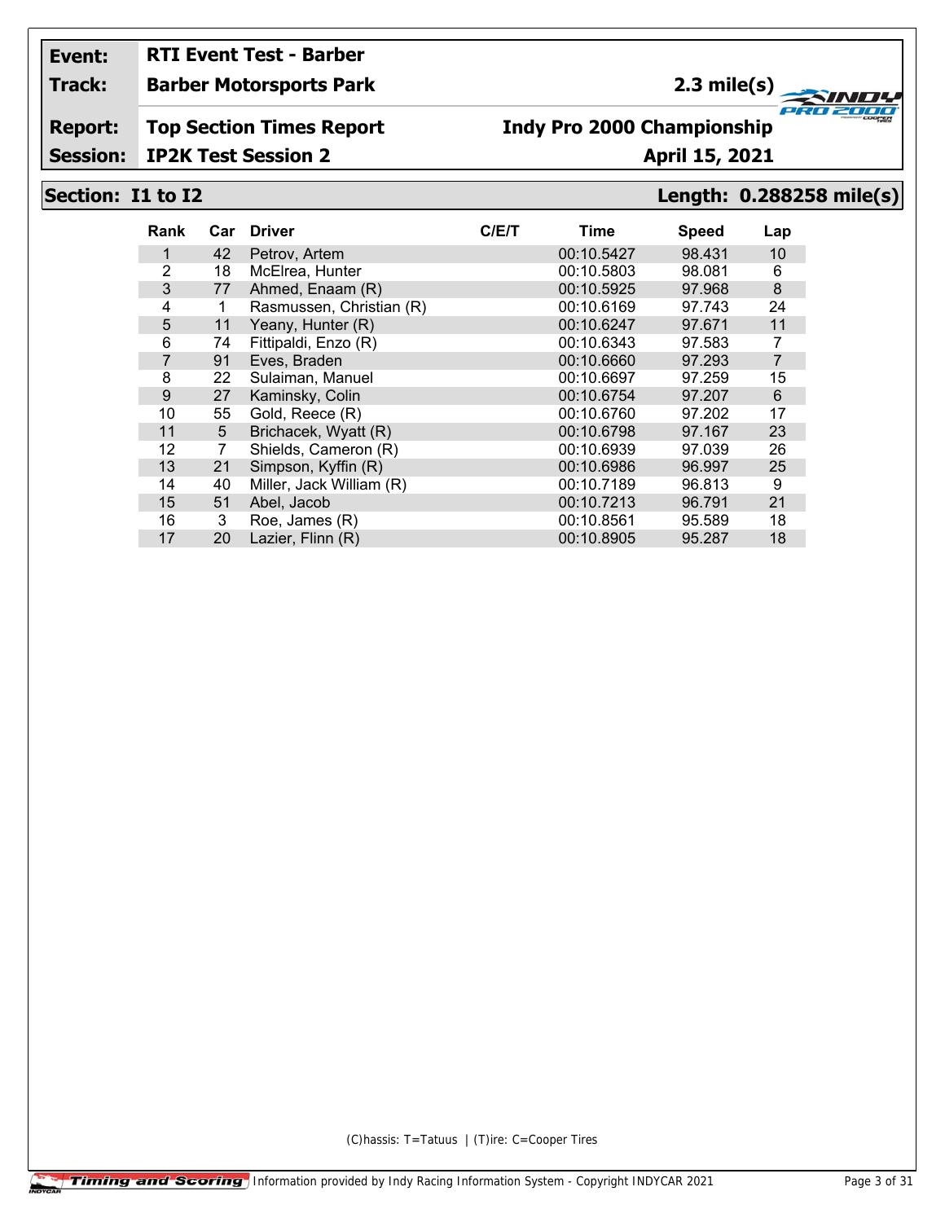| | | | |
|---|---|---|---|
| **Event:** | **RTI Event Test - Barber** | | |
| **Track:** | **Barber Motorsports Park** | **2.3 mile(s)** | |
| **Report:** | **Top Section Times Report** | **Indy Pro 2000 Championship** | |
| **Session:** | **IP2K Test Session 2** | **April 15, 2021** | |

## Section: I1 to I2 — Length: 0.288258 mile(s)

| Rank | Car | Driver | C/E/T | Time | Speed | Lap |
|---|---|---|---|---|---|---|
| 1 | 42 | Petrov, Artem | | 00:10.5427 | 98.431 | 10 |
| 2 | 18 | McElrea, Hunter | | 00:10.5803 | 98.081 | 6 |
| 3 | 77 | Ahmed, Enaam (R) | | 00:10.5925 | 97.968 | 8 |
| 4 | 1 | Rasmussen, Christian (R) | | 00:10.6169 | 97.743 | 24 |
| 5 | 11 | Yeany, Hunter (R) | | 00:10.6247 | 97.671 | 11 |
| 6 | 74 | Fittipaldi, Enzo (R) | | 00:10.6343 | 97.583 | 7 |
| 7 | 91 | Eves, Braden | | 00:10.6660 | 97.293 | 7 |
| 8 | 22 | Sulaiman, Manuel | | 00:10.6697 | 97.259 | 15 |
| 9 | 27 | Kaminsky, Colin | | 00:10.6754 | 97.207 | 6 |
| 10 | 55 | Gold, Reece (R) | | 00:10.6760 | 97.202 | 17 |
| 11 | 5 | Brichacek, Wyatt (R) | | 00:10.6798 | 97.167 | 23 |
| 12 | 7 | Shields, Cameron (R) | | 00:10.6939 | 97.039 | 26 |
| 13 | 21 | Simpson, Kyffin (R) | | 00:10.6986 | 96.997 | 25 |
| 14 | 40 | Miller, Jack William (R) | | 00:10.7189 | 96.813 | 9 |
| 15 | 51 | Abel, Jacob | | 00:10.7213 | 96.791 | 21 |
| 16 | 3 | Roe, James (R) | | 00:10.8561 | 95.589 | 18 |
| 17 | 20 | Lazier, Flinn (R) | | 00:10.8905 | 95.287 | 18 |

(C)hassis: T=Tatuus | (T)ire: C=Cooper Tires

Timing and Scoring | Information provided by Indy Racing Information System - Copyright INDYCAR 2021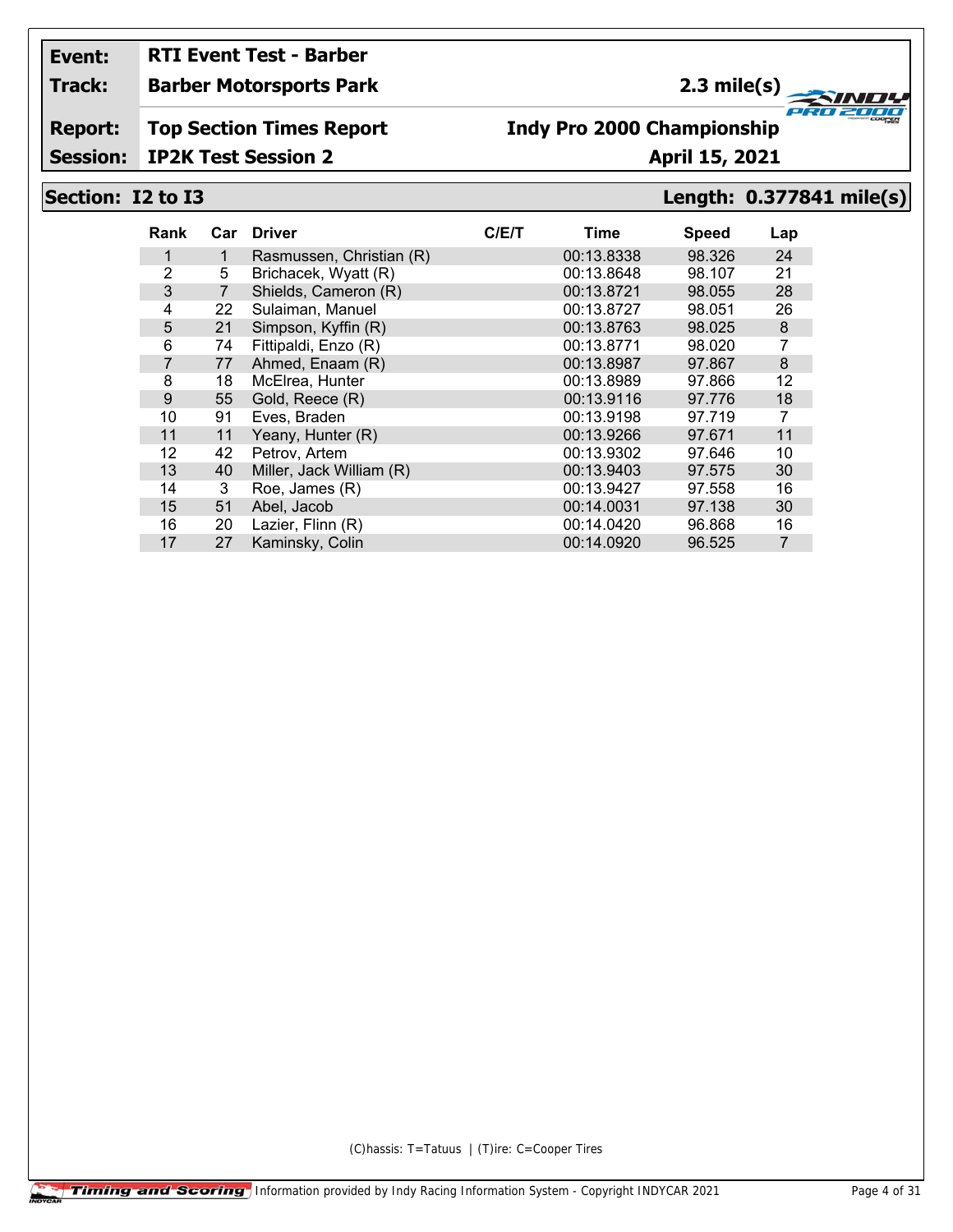**Event:** RTI Event Test - Barber
**Track:** Barber Motorsports Park — 2.3 mile(s)
**Report:** Top Section Times Report — Indy Pro 2000 Championship
**Session:** IP2K Test Session 2 — April 15, 2021

## Section: I2 to I3 — Length: 0.377841 mile(s)

| Rank | Car | Driver | C/E/T | Time | Speed | Lap |
|---|---|---|---|---|---|---|
| 1 | 1 | Rasmussen, Christian (R) | | 00:13.8338 | 98.326 | 24 |
| 2 | 5 | Brichacek, Wyatt (R) | | 00:13.8648 | 98.107 | 21 |
| 3 | 7 | Shields, Cameron (R) | | 00:13.8721 | 98.055 | 28 |
| 4 | 22 | Sulaiman, Manuel | | 00:13.8727 | 98.051 | 26 |
| 5 | 21 | Simpson, Kyffin (R) | | 00:13.8763 | 98.025 | 8 |
| 6 | 74 | Fittipaldi, Enzo (R) | | 00:13.8771 | 98.020 | 7 |
| 7 | 77 | Ahmed, Enaam (R) | | 00:13.8987 | 97.867 | 8 |
| 8 | 18 | McElrea, Hunter | | 00:13.8989 | 97.866 | 12 |
| 9 | 55 | Gold, Reece (R) | | 00:13.9116 | 97.776 | 18 |
| 10 | 91 | Eves, Braden | | 00:13.9198 | 97.719 | 7 |
| 11 | 11 | Yeany, Hunter (R) | | 00:13.9266 | 97.671 | 11 |
| 12 | 42 | Petrov, Artem | | 00:13.9302 | 97.646 | 10 |
| 13 | 40 | Miller, Jack William (R) | | 00:13.9403 | 97.575 | 30 |
| 14 | 3 | Roe, James (R) | | 00:13.9427 | 97.558 | 16 |
| 15 | 51 | Abel, Jacob | | 00:14.0031 | 97.138 | 30 |
| 16 | 20 | Lazier, Flinn (R) | | 00:14.0420 | 96.868 | 16 |
| 17 | 27 | Kaminsky, Colin | | 00:14.0920 | 96.525 | 7 |

(C)hassis: T=Tatuus | (T)ire: C=Cooper Tires

Timing and Scoring — Information provided by Indy Racing Information System - Copyright INDYCAR 2021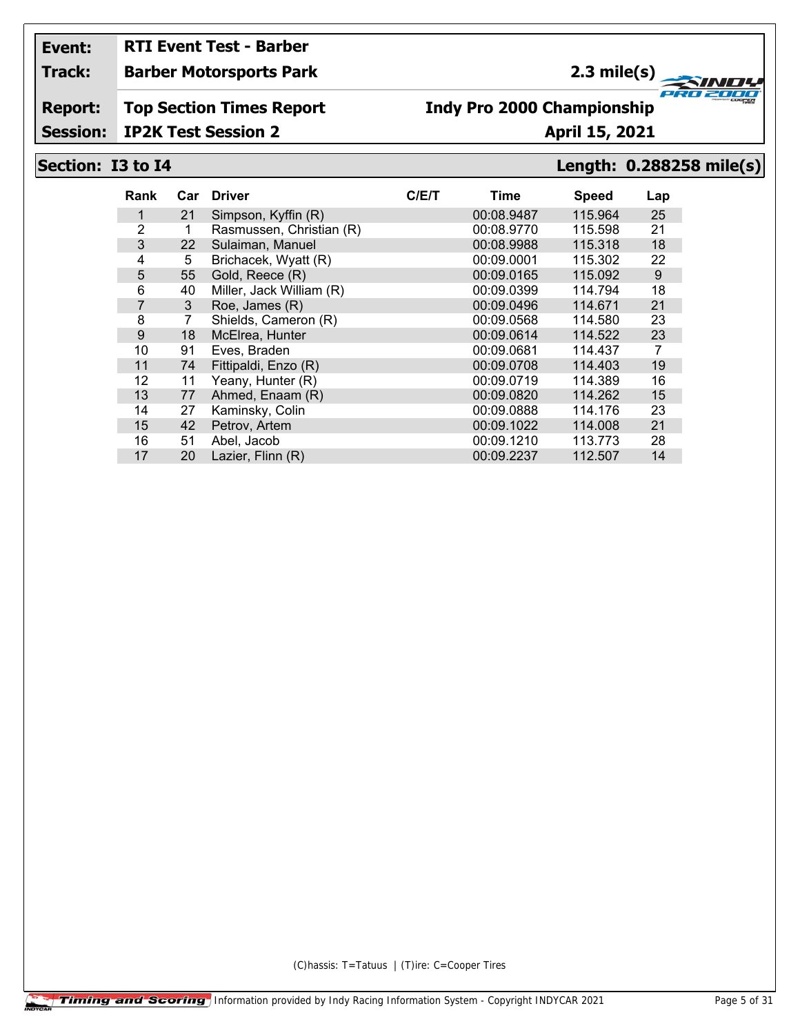| | | | |
|---|---|---|---|
| **Event:** | **RTI Event Test - Barber** | | |
| **Track:** | **Barber Motorsports Park** | **2.3 mile(s)** | |
| **Report:** | **Top Section Times Report** | **Indy Pro 2000 Championship** | |
| **Session:** | **IP2K Test Session 2** | **April 15, 2021** | |

## Section: I3 to I4 — Length: 0.288258 mile(s)

| Rank | Car | Driver | C/E/T | Time | Speed | Lap |
|---|---|---|---|---|---|---|
| 1 | 21 | Simpson, Kyffin (R) | | 00:08.9487 | 115.964 | 25 |
| 2 | 1 | Rasmussen, Christian (R) | | 00:08.9770 | 115.598 | 21 |
| 3 | 22 | Sulaiman, Manuel | | 00:08.9988 | 115.318 | 18 |
| 4 | 5 | Brichacek, Wyatt (R) | | 00:09.0001 | 115.302 | 22 |
| 5 | 55 | Gold, Reece (R) | | 00:09.0165 | 115.092 | 9 |
| 6 | 40 | Miller, Jack William (R) | | 00:09.0399 | 114.794 | 18 |
| 7 | 3 | Roe, James (R) | | 00:09.0496 | 114.671 | 21 |
| 8 | 7 | Shields, Cameron (R) | | 00:09.0568 | 114.580 | 23 |
| 9 | 18 | McElrea, Hunter | | 00:09.0614 | 114.522 | 23 |
| 10 | 91 | Eves, Braden | | 00:09.0681 | 114.437 | 7 |
| 11 | 74 | Fittipaldi, Enzo (R) | | 00:09.0708 | 114.403 | 19 |
| 12 | 11 | Yeany, Hunter (R) | | 00:09.0719 | 114.389 | 16 |
| 13 | 77 | Ahmed, Enaam (R) | | 00:09.0820 | 114.262 | 15 |
| 14 | 27 | Kaminsky, Colin | | 00:09.0888 | 114.176 | 23 |
| 15 | 42 | Petrov, Artem | | 00:09.1022 | 114.008 | 21 |
| 16 | 51 | Abel, Jacob | | 00:09.1210 | 113.773 | 28 |
| 17 | 20 | Lazier, Flinn (R) | | 00:09.2237 | 112.507 | 14 |

(C)hassis: T=Tatuus | (T)ire: C=Cooper Tires

Timing and Scoring — Information provided by Indy Racing Information System - Copyright INDYCAR 2021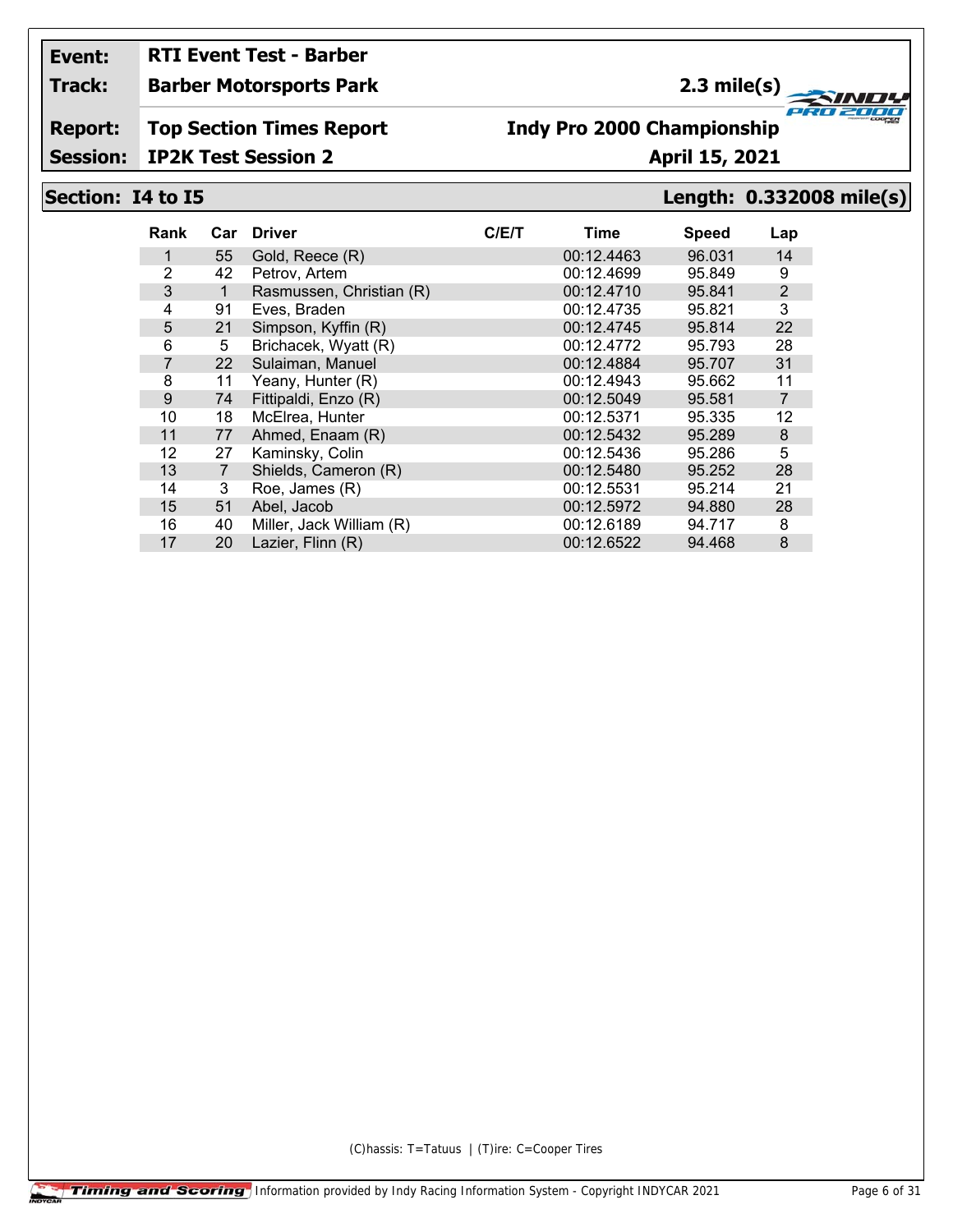**Event:** RTI Event Test - Barber

**Track:** Barber Motorsports Park — 2.3 mile(s)

**Report:** Top Section Times Report — Indy Pro 2000 Championship

**Session:** IP2K Test Session 2 — April 15, 2021

## Section: I4 to I5 — Length: 0.332008 mile(s)

| Rank | Car | Driver | C/E/T | Time | Speed | Lap |
|---|---|---|---|---|---|---|
| 1 | 55 | Gold, Reece (R) | | 00:12.4463 | 96.031 | 14 |
| 2 | 42 | Petrov, Artem | | 00:12.4699 | 95.849 | 9 |
| 3 | 1 | Rasmussen, Christian (R) | | 00:12.4710 | 95.841 | 2 |
| 4 | 91 | Eves, Braden | | 00:12.4735 | 95.821 | 3 |
| 5 | 21 | Simpson, Kyffin (R) | | 00:12.4745 | 95.814 | 22 |
| 6 | 5 | Brichacek, Wyatt (R) | | 00:12.4772 | 95.793 | 28 |
| 7 | 22 | Sulaiman, Manuel | | 00:12.4884 | 95.707 | 31 |
| 8 | 11 | Yeany, Hunter (R) | | 00:12.4943 | 95.662 | 11 |
| 9 | 74 | Fittipaldi, Enzo (R) | | 00:12.5049 | 95.581 | 7 |
| 10 | 18 | McElrea, Hunter | | 00:12.5371 | 95.335 | 12 |
| 11 | 77 | Ahmed, Enaam (R) | | 00:12.5432 | 95.289 | 8 |
| 12 | 27 | Kaminsky, Colin | | 00:12.5436 | 95.286 | 5 |
| 13 | 7 | Shields, Cameron (R) | | 00:12.5480 | 95.252 | 28 |
| 14 | 3 | Roe, James (R) | | 00:12.5531 | 95.214 | 21 |
| 15 | 51 | Abel, Jacob | | 00:12.5972 | 94.880 | 28 |
| 16 | 40 | Miller, Jack William (R) | | 00:12.6189 | 94.717 | 8 |
| 17 | 20 | Lazier, Flinn (R) | | 00:12.6522 | 94.468 | 8 |

(C)hassis: T=Tatuus | (T)ire: C=Cooper Tires

Timing and Scoring Information provided by Indy Racing Information System - Copyright INDYCAR 2021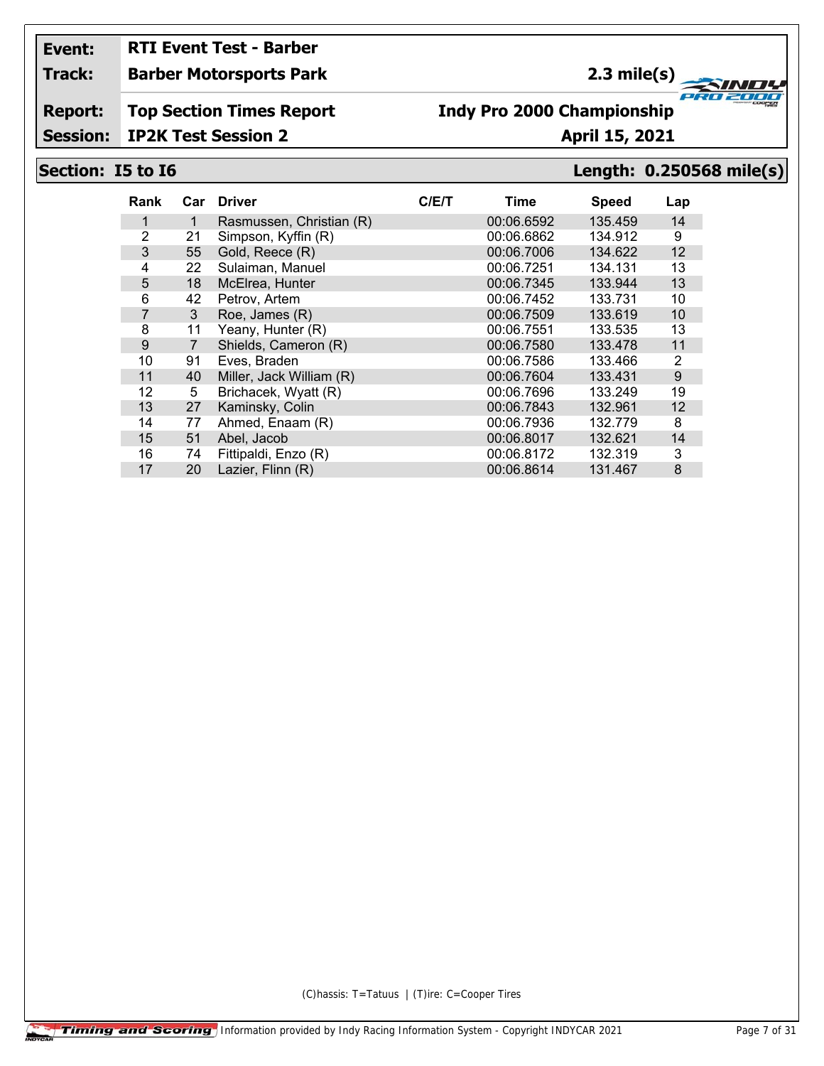**Event:** RTI Event Test - Barber

**Track:** Barber Motorsports Park — 2.3 mile(s)

**Report:** Top Section Times Report — Indy Pro 2000 Championship

**Session:** IP2K Test Session 2 — April 15, 2021

## Section: I5 to I6 — Length: 0.250568 mile(s)

| Rank | Car | Driver | C/E/T | Time | Speed | Lap |
|---|---|---|---|---|---|---|
| 1 | 1 | Rasmussen, Christian (R) | | 00:06.6592 | 135.459 | 14 |
| 2 | 21 | Simpson, Kyffin (R) | | 00:06.6862 | 134.912 | 9 |
| 3 | 55 | Gold, Reece (R) | | 00:06.7006 | 134.622 | 12 |
| 4 | 22 | Sulaiman, Manuel | | 00:06.7251 | 134.131 | 13 |
| 5 | 18 | McElrea, Hunter | | 00:06.7345 | 133.944 | 13 |
| 6 | 42 | Petrov, Artem | | 00:06.7452 | 133.731 | 10 |
| 7 | 3 | Roe, James (R) | | 00:06.7509 | 133.619 | 10 |
| 8 | 11 | Yeany, Hunter (R) | | 00:06.7551 | 133.535 | 13 |
| 9 | 7 | Shields, Cameron (R) | | 00:06.7580 | 133.478 | 11 |
| 10 | 91 | Eves, Braden | | 00:06.7586 | 133.466 | 2 |
| 11 | 40 | Miller, Jack William (R) | | 00:06.7604 | 133.431 | 9 |
| 12 | 5 | Brichacek, Wyatt (R) | | 00:06.7696 | 133.249 | 19 |
| 13 | 27 | Kaminsky, Colin | | 00:06.7843 | 132.961 | 12 |
| 14 | 77 | Ahmed, Enaam (R) | | 00:06.7936 | 132.779 | 8 |
| 15 | 51 | Abel, Jacob | | 00:06.8017 | 132.621 | 14 |
| 16 | 74 | Fittipaldi, Enzo (R) | | 00:06.8172 | 132.319 | 3 |
| 17 | 20 | Lazier, Flinn (R) | | 00:06.8614 | 131.467 | 8 |

(C)hassis: T=Tatuus | (T)ire: C=Cooper Tires

Timing and Scoring — Information provided by Indy Racing Information System - Copyright INDYCAR 2021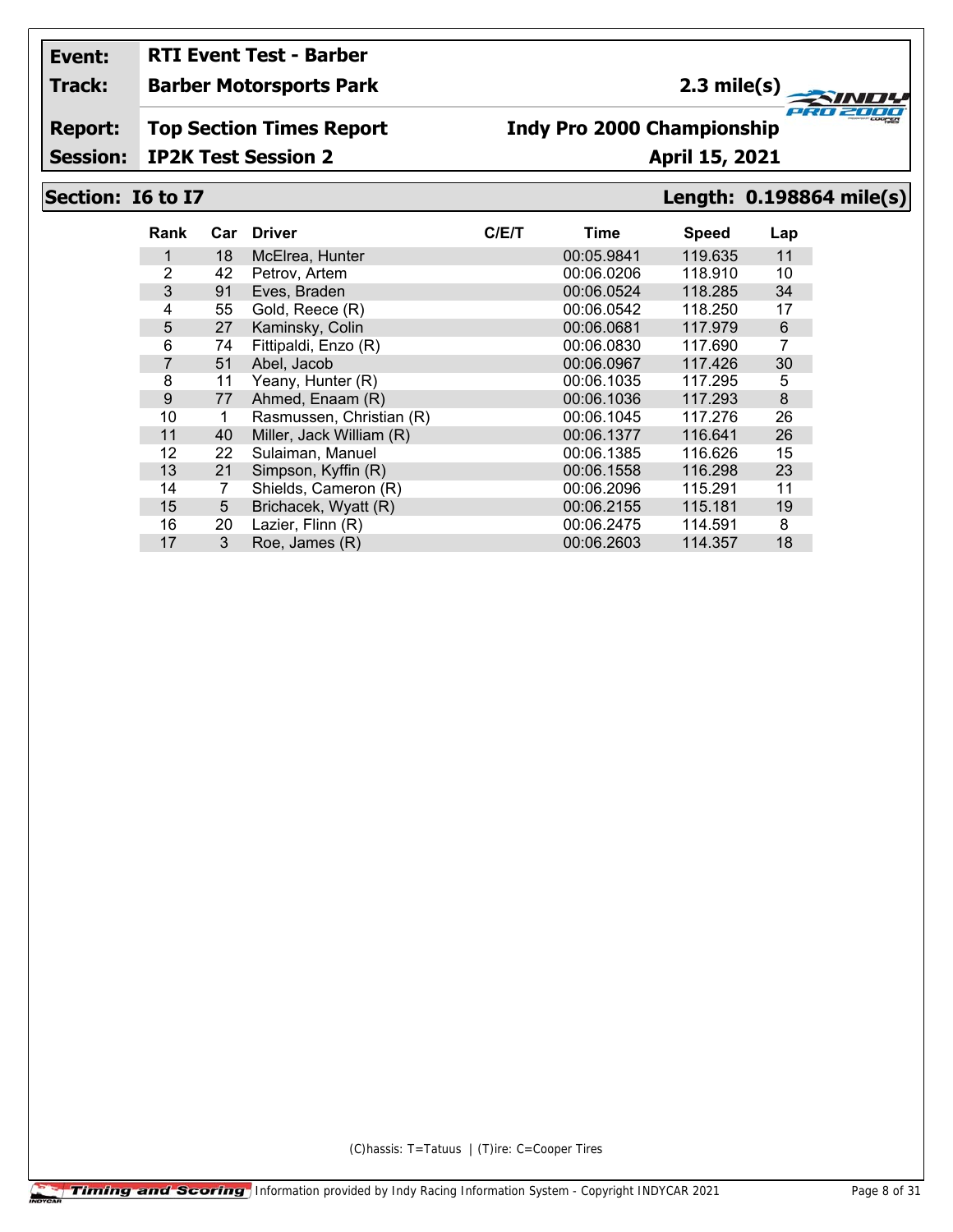**Event:** RTI Event Test - Barber

**Track:** Barber Motorsports Park — 2.3 mile(s)

**Report:** Top Section Times Report — Indy Pro 2000 Championship

**Session:** IP2K Test Session 2 — April 15, 2021

## Section: I6 to I7 — Length: 0.198864 mile(s)

| Rank | Car | Driver | C/E/T | Time | Speed | Lap |
|---|---|---|---|---|---|---|
| 1 | 18 | McElrea, Hunter | | 00:05.9841 | 119.635 | 11 |
| 2 | 42 | Petrov, Artem | | 00:06.0206 | 118.910 | 10 |
| 3 | 91 | Eves, Braden | | 00:06.0524 | 118.285 | 34 |
| 4 | 55 | Gold, Reece (R) | | 00:06.0542 | 118.250 | 17 |
| 5 | 27 | Kaminsky, Colin | | 00:06.0681 | 117.979 | 6 |
| 6 | 74 | Fittipaldi, Enzo (R) | | 00:06.0830 | 117.690 | 7 |
| 7 | 51 | Abel, Jacob | | 00:06.0967 | 117.426 | 30 |
| 8 | 11 | Yeany, Hunter (R) | | 00:06.1035 | 117.295 | 5 |
| 9 | 77 | Ahmed, Enaam (R) | | 00:06.1036 | 117.293 | 8 |
| 10 | 1 | Rasmussen, Christian (R) | | 00:06.1045 | 117.276 | 26 |
| 11 | 40 | Miller, Jack William (R) | | 00:06.1377 | 116.641 | 26 |
| 12 | 22 | Sulaiman, Manuel | | 00:06.1385 | 116.626 | 15 |
| 13 | 21 | Simpson, Kyffin (R) | | 00:06.1558 | 116.298 | 23 |
| 14 | 7 | Shields, Cameron (R) | | 00:06.2096 | 115.291 | 11 |
| 15 | 5 | Brichacek, Wyatt (R) | | 00:06.2155 | 115.181 | 19 |
| 16 | 20 | Lazier, Flinn (R) | | 00:06.2475 | 114.591 | 8 |
| 17 | 3 | Roe, James (R) | | 00:06.2603 | 114.357 | 18 |

(C)hassis: T=Tatuus | (T)ire: C=Cooper Tires

Timing and Scoring — Information provided by Indy Racing Information System - Copyright INDYCAR 2021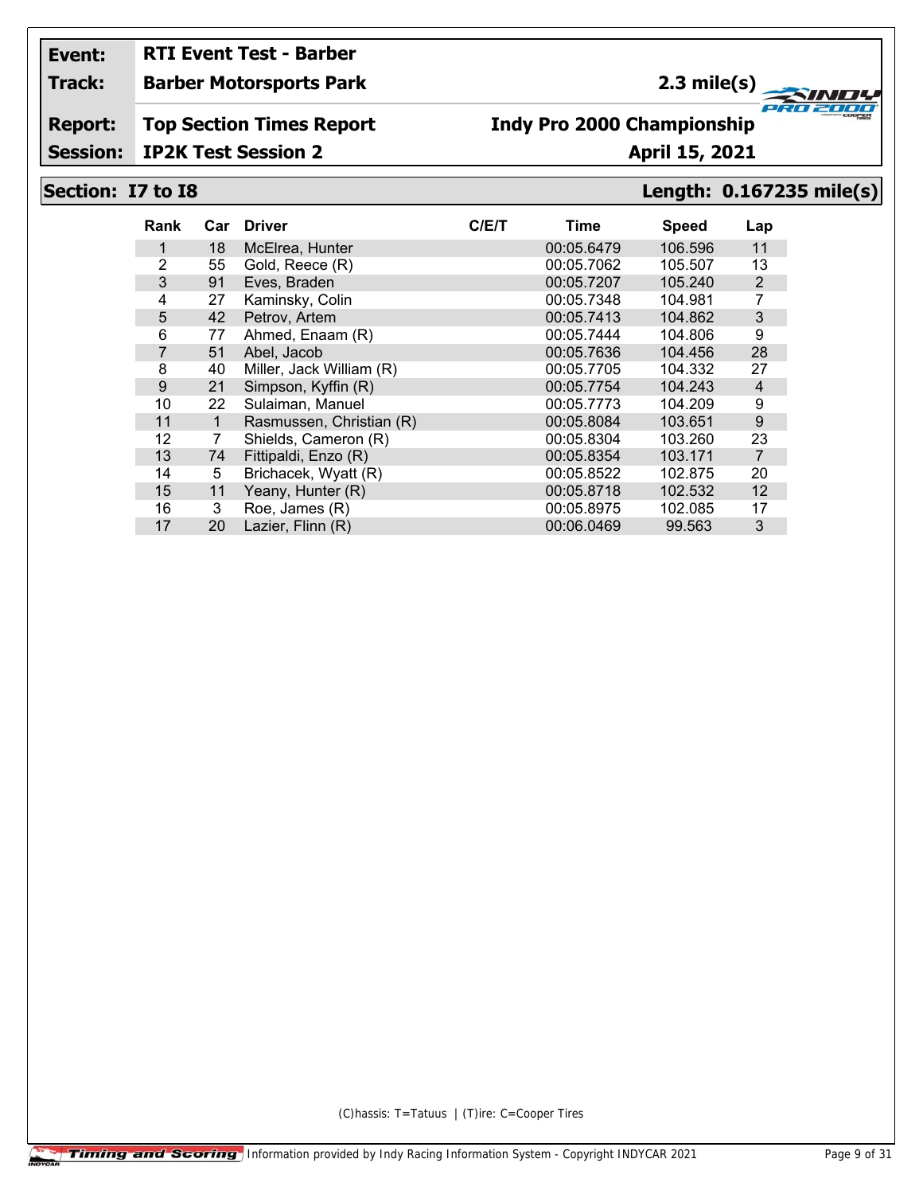**Event:** RTI Event Test - Barber

**Track:** Barber Motorsports Park — 2.3 mile(s)

**Report:** Top Section Times Report — Indy Pro 2000 Championship

**Session:** IP2K Test Session 2 — April 15, 2021

## Section: I7 to I8 — Length: 0.167235 mile(s)

| Rank | Car | Driver | C/E/T | Time | Speed | Lap |
|---|---|---|---|---|---|---|
| 1 | 18 | McElrea, Hunter | | 00:05.6479 | 106.596 | 11 |
| 2 | 55 | Gold, Reece (R) | | 00:05.7062 | 105.507 | 13 |
| 3 | 91 | Eves, Braden | | 00:05.7207 | 105.240 | 2 |
| 4 | 27 | Kaminsky, Colin | | 00:05.7348 | 104.981 | 7 |
| 5 | 42 | Petrov, Artem | | 00:05.7413 | 104.862 | 3 |
| 6 | 77 | Ahmed, Enaam (R) | | 00:05.7444 | 104.806 | 9 |
| 7 | 51 | Abel, Jacob | | 00:05.7636 | 104.456 | 28 |
| 8 | 40 | Miller, Jack William (R) | | 00:05.7705 | 104.332 | 27 |
| 9 | 21 | Simpson, Kyffin (R) | | 00:05.7754 | 104.243 | 4 |
| 10 | 22 | Sulaiman, Manuel | | 00:05.7773 | 104.209 | 9 |
| 11 | 1 | Rasmussen, Christian (R) | | 00:05.8084 | 103.651 | 9 |
| 12 | 7 | Shields, Cameron (R) | | 00:05.8304 | 103.260 | 23 |
| 13 | 74 | Fittipaldi, Enzo (R) | | 00:05.8354 | 103.171 | 7 |
| 14 | 5 | Brichacek, Wyatt (R) | | 00:05.8522 | 102.875 | 20 |
| 15 | 11 | Yeany, Hunter (R) | | 00:05.8718 | 102.532 | 12 |
| 16 | 3 | Roe, James (R) | | 00:05.8975 | 102.085 | 17 |
| 17 | 20 | Lazier, Flinn (R) | | 00:06.0469 | 99.563 | 3 |

(C)hassis: T=Tatuus | (T)ire: C=Cooper Tires

Timing and Scoring — Information provided by Indy Racing Information System - Copyright INDYCAR 2021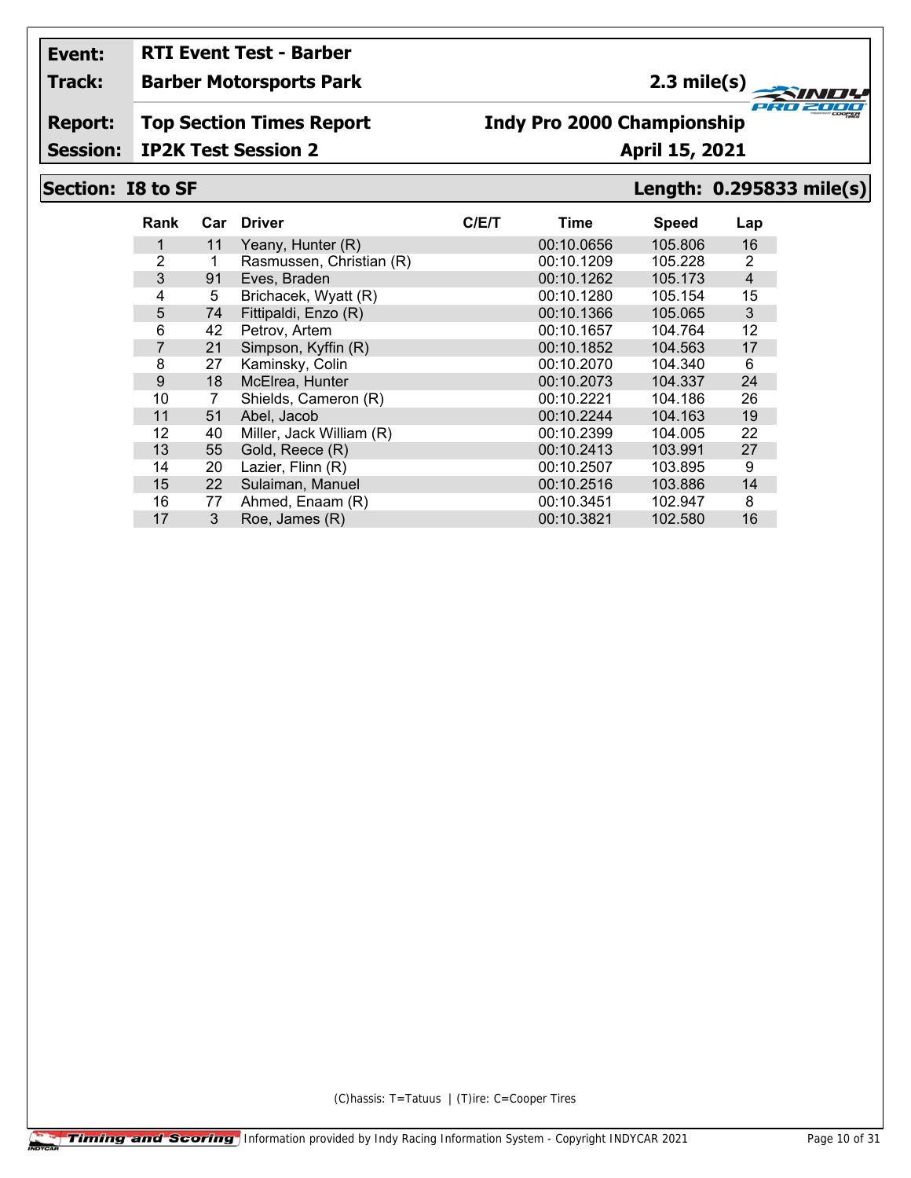**Event:** RTI Event Test - Barber

**Track:** Barber Motorsports Park — 2.3 mile(s)

**Report:** Top Section Times Report — Indy Pro 2000 Championship

**Session:** IP2K Test Session 2 — April 15, 2021

## Section: I8 to SF — Length: 0.295833 mile(s)

| Rank | Car | Driver | C/E/T | Time | Speed | Lap |
|---|---|---|---|---|---|---|
| 1 | 11 | Yeany, Hunter (R) | | 00:10.0656 | 105.806 | 16 |
| 2 | 1 | Rasmussen, Christian (R) | | 00:10.1209 | 105.228 | 2 |
| 3 | 91 | Eves, Braden | | 00:10.1262 | 105.173 | 4 |
| 4 | 5 | Brichacek, Wyatt (R) | | 00:10.1280 | 105.154 | 15 |
| 5 | 74 | Fittipaldi, Enzo (R) | | 00:10.1366 | 105.065 | 3 |
| 6 | 42 | Petrov, Artem | | 00:10.1657 | 104.764 | 12 |
| 7 | 21 | Simpson, Kyffin (R) | | 00:10.1852 | 104.563 | 17 |
| 8 | 27 | Kaminsky, Colin | | 00:10.2070 | 104.340 | 6 |
| 9 | 18 | McElrea, Hunter | | 00:10.2073 | 104.337 | 24 |
| 10 | 7 | Shields, Cameron (R) | | 00:10.2221 | 104.186 | 26 |
| 11 | 51 | Abel, Jacob | | 00:10.2244 | 104.163 | 19 |
| 12 | 40 | Miller, Jack William (R) | | 00:10.2399 | 104.005 | 22 |
| 13 | 55 | Gold, Reece (R) | | 00:10.2413 | 103.991 | 27 |
| 14 | 20 | Lazier, Flinn (R) | | 00:10.2507 | 103.895 | 9 |
| 15 | 22 | Sulaiman, Manuel | | 00:10.2516 | 103.886 | 14 |
| 16 | 77 | Ahmed, Enaam (R) | | 00:10.3451 | 102.947 | 8 |
| 17 | 3 | Roe, James (R) | | 00:10.3821 | 102.580 | 16 |

(C)hassis: T=Tatuus | (T)ire: C=Cooper Tires

Timing and Scoring — Information provided by Indy Racing Information System - Copyright INDYCAR 2021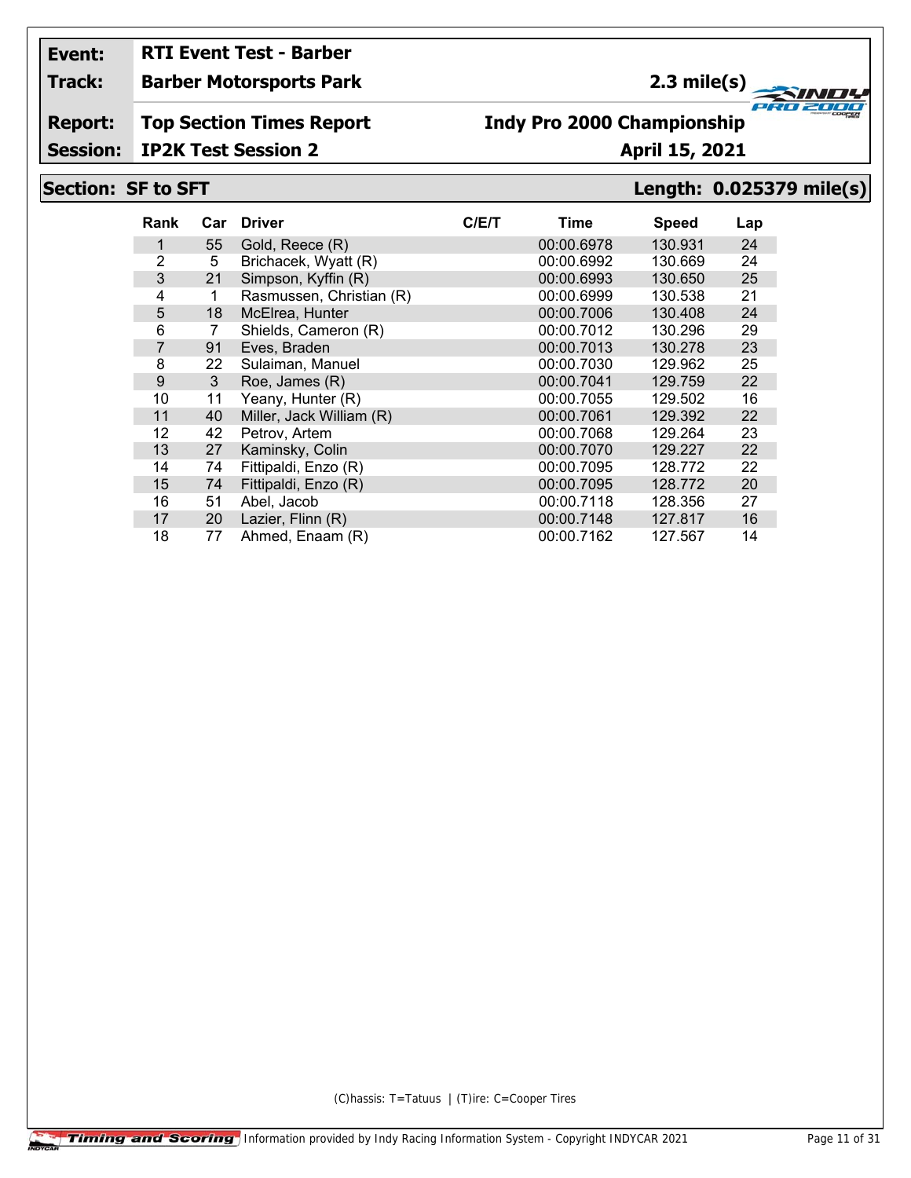| | |
|---|---|
| **Event:** | **RTI Event Test - Barber** |
| **Track:** | **Barber Motorsports Park** — **2.3 mile(s)** |
| **Report:** | **Top Section Times Report** — **Indy Pro 2000 Championship** |
| **Session:** | **IP2K Test Session 2** — **April 15, 2021** |

## Section: SF to SFT — Length: 0.025379 mile(s)

| Rank | Car | Driver | C/E/T | Time | Speed | Lap |
|---|---|---|---|---|---|---|
| 1 | 55 | Gold, Reece (R) | | 00:00.6978 | 130.931 | 24 |
| 2 | 5 | Brichacek, Wyatt (R) | | 00:00.6992 | 130.669 | 24 |
| 3 | 21 | Simpson, Kyffin (R) | | 00:00.6993 | 130.650 | 25 |
| 4 | 1 | Rasmussen, Christian (R) | | 00:00.6999 | 130.538 | 21 |
| 5 | 18 | McElrea, Hunter | | 00:00.7006 | 130.408 | 24 |
| 6 | 7 | Shields, Cameron (R) | | 00:00.7012 | 130.296 | 29 |
| 7 | 91 | Eves, Braden | | 00:00.7013 | 130.278 | 23 |
| 8 | 22 | Sulaiman, Manuel | | 00:00.7030 | 129.962 | 25 |
| 9 | 3 | Roe, James (R) | | 00:00.7041 | 129.759 | 22 |
| 10 | 11 | Yeany, Hunter (R) | | 00:00.7055 | 129.502 | 16 |
| 11 | 40 | Miller, Jack William (R) | | 00:00.7061 | 129.392 | 22 |
| 12 | 42 | Petrov, Artem | | 00:00.7068 | 129.264 | 23 |
| 13 | 27 | Kaminsky, Colin | | 00:00.7070 | 129.227 | 22 |
| 14 | 74 | Fittipaldi, Enzo (R) | | 00:00.7095 | 128.772 | 22 |
| 15 | 74 | Fittipaldi, Enzo (R) | | 00:00.7095 | 128.772 | 20 |
| 16 | 51 | Abel, Jacob | | 00:00.7118 | 128.356 | 27 |
| 17 | 20 | Lazier, Flinn (R) | | 00:00.7148 | 127.817 | 16 |
| 18 | 77 | Ahmed, Enaam (R) | | 00:00.7162 | 127.567 | 14 |

(C)hassis: T=Tatuus | (T)ire: C=Cooper Tires

Timing and Scoring — Information provided by Indy Racing Information System - Copyright INDYCAR 2021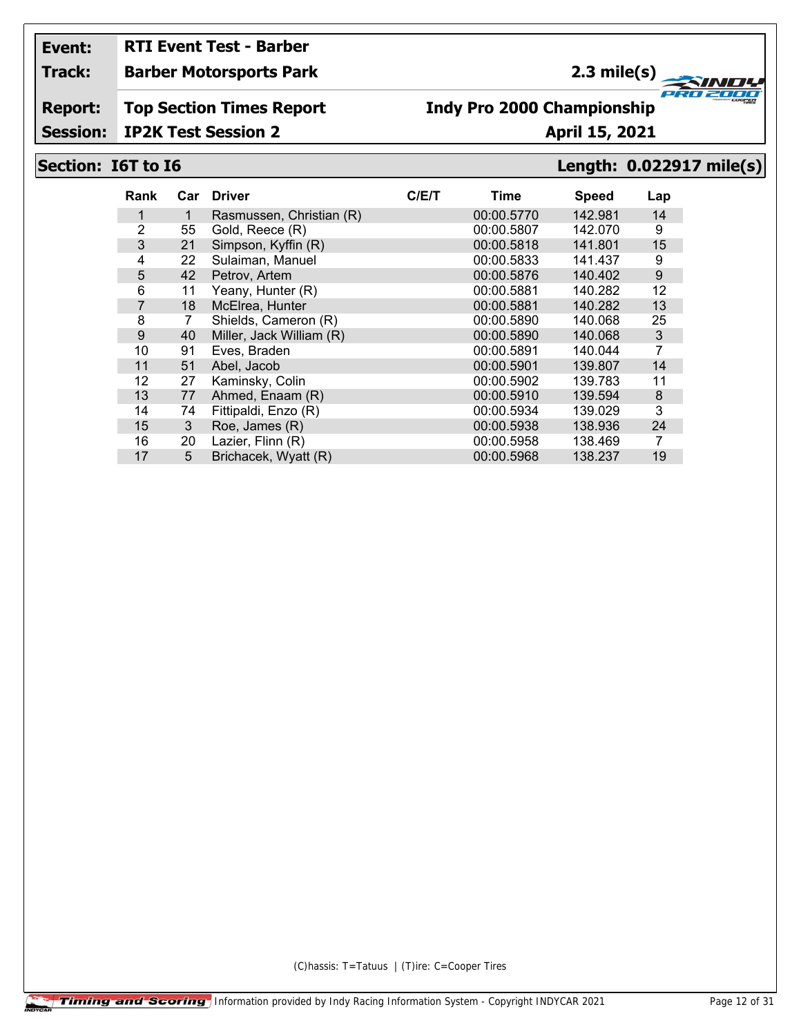**Event:** RTI Event Test - Barber

**Track:** Barber Motorsports Park — 2.3 mile(s)

**Report:** Top Section Times Report — Indy Pro 2000 Championship

**Session:** IP2K Test Session 2 — April 15, 2021

## Section: I6T to I6 — Length: 0.022917 mile(s)

| Rank | Car | Driver | C/E/T | Time | Speed | Lap |
|---|---|---|---|---|---|---|
| 1 | 1 | Rasmussen, Christian (R) | | 00:00.5770 | 142.981 | 14 |
| 2 | 55 | Gold, Reece (R) | | 00:00.5807 | 142.070 | 9 |
| 3 | 21 | Simpson, Kyffin (R) | | 00:00.5818 | 141.801 | 15 |
| 4 | 22 | Sulaiman, Manuel | | 00:00.5833 | 141.437 | 9 |
| 5 | 42 | Petrov, Artem | | 00:00.5876 | 140.402 | 9 |
| 6 | 11 | Yeany, Hunter (R) | | 00:00.5881 | 140.282 | 12 |
| 7 | 18 | McElrea, Hunter | | 00:00.5881 | 140.282 | 13 |
| 8 | 7 | Shields, Cameron (R) | | 00:00.5890 | 140.068 | 25 |
| 9 | 40 | Miller, Jack William (R) | | 00:00.5890 | 140.068 | 3 |
| 10 | 91 | Eves, Braden | | 00:00.5891 | 140.044 | 7 |
| 11 | 51 | Abel, Jacob | | 00:00.5901 | 139.807 | 14 |
| 12 | 27 | Kaminsky, Colin | | 00:00.5902 | 139.783 | 11 |
| 13 | 77 | Ahmed, Enaam (R) | | 00:00.5910 | 139.594 | 8 |
| 14 | 74 | Fittipaldi, Enzo (R) | | 00:00.5934 | 139.029 | 3 |
| 15 | 3 | Roe, James (R) | | 00:00.5938 | 138.936 | 24 |
| 16 | 20 | Lazier, Flinn (R) | | 00:00.5958 | 138.469 | 7 |
| 17 | 5 | Brichacek, Wyatt (R) | | 00:00.5968 | 138.237 | 19 |

(C)hassis: T=Tatuus | (T)ire: C=Cooper Tires

Timing and Scoring — Information provided by Indy Racing Information System - Copyright INDYCAR 2021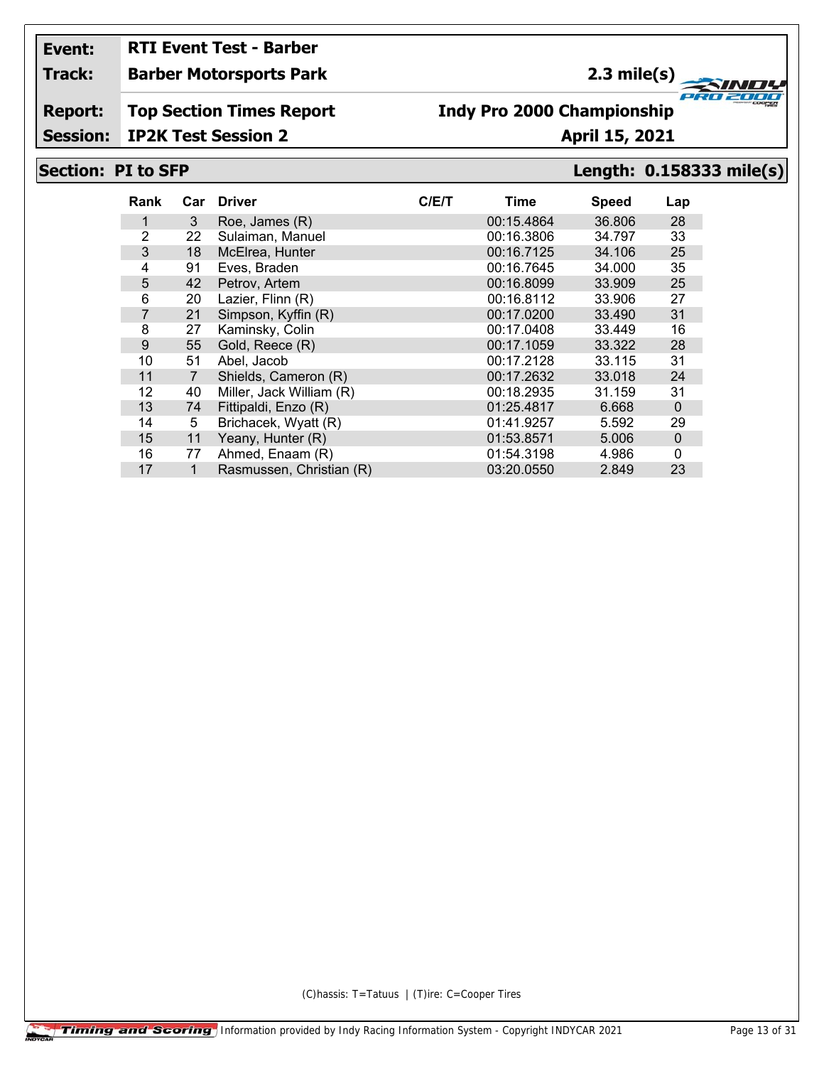| Event: | RTI Event Test - Barber | |
|---|---|---|
| Track: | Barber Motorsports Park | 2.3 mile(s) |
| Report: | Top Section Times Report | Indy Pro 2000 Championship |
| Session: | IP2K Test Session 2 | April 15, 2021 |

## Section: PI to SFP — Length: 0.158333 mile(s)

| Rank | Car | Driver | C/E/T | Time | Speed | Lap |
|---|---|---|---|---|---|---|
| 1 | 3 | Roe, James (R) | | 00:15.4864 | 36.806 | 28 |
| 2 | 22 | Sulaiman, Manuel | | 00:16.3806 | 34.797 | 33 |
| 3 | 18 | McElrea, Hunter | | 00:16.7125 | 34.106 | 25 |
| 4 | 91 | Eves, Braden | | 00:16.7645 | 34.000 | 35 |
| 5 | 42 | Petrov, Artem | | 00:16.8099 | 33.909 | 25 |
| 6 | 20 | Lazier, Flinn (R) | | 00:16.8112 | 33.906 | 27 |
| 7 | 21 | Simpson, Kyffin (R) | | 00:17.0200 | 33.490 | 31 |
| 8 | 27 | Kaminsky, Colin | | 00:17.0408 | 33.449 | 16 |
| 9 | 55 | Gold, Reece (R) | | 00:17.1059 | 33.322 | 28 |
| 10 | 51 | Abel, Jacob | | 00:17.2128 | 33.115 | 31 |
| 11 | 7 | Shields, Cameron (R) | | 00:17.2632 | 33.018 | 24 |
| 12 | 40 | Miller, Jack William (R) | | 00:18.2935 | 31.159 | 31 |
| 13 | 74 | Fittipaldi, Enzo (R) | | 01:25.4817 | 6.668 | 0 |
| 14 | 5 | Brichacek, Wyatt (R) | | 01:41.9257 | 5.592 | 29 |
| 15 | 11 | Yeany, Hunter (R) | | 01:53.8571 | 5.006 | 0 |
| 16 | 77 | Ahmed, Enaam (R) | | 01:54.3198 | 4.986 | 0 |
| 17 | 1 | Rasmussen, Christian (R) | | 03:20.0550 | 2.849 | 23 |

(C)hassis: T=Tatuus | (T)ire: C=Cooper Tires

Timing and Scoring | Information provided by Indy Racing Information System - Copyright INDYCAR 2021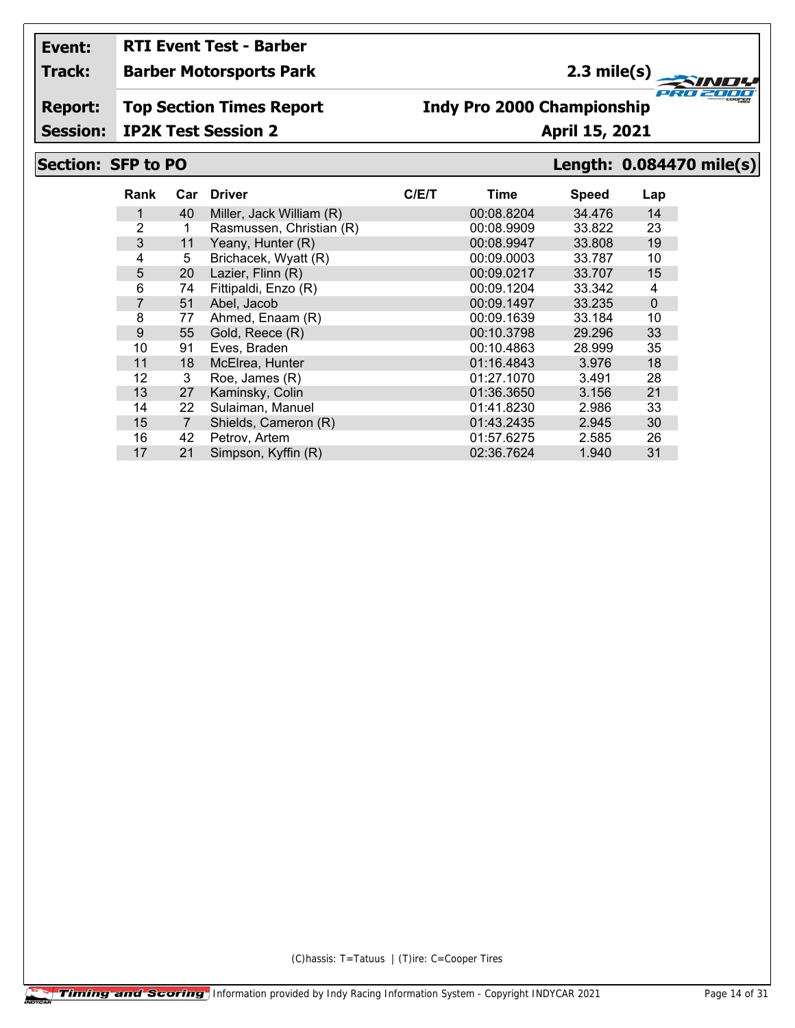| Event: | RTI Event Test - Barber | |
|---|---|---|
| Track: | Barber Motorsports Park | 2.3 mile(s) |
| Report: | Top Section Times Report | Indy Pro 2000 Championship |
| Session: | IP2K Test Session 2 | April 15, 2021 |

## Section: SFP to PO — Length: 0.084470 mile(s)

| Rank | Car | Driver | C/E/T | Time | Speed | Lap |
|---|---|---|---|---|---|---|
| 1 | 40 | Miller, Jack William (R) | | 00:08.8204 | 34.476 | 14 |
| 2 | 1 | Rasmussen, Christian (R) | | 00:08.9909 | 33.822 | 23 |
| 3 | 11 | Yeany, Hunter (R) | | 00:08.9947 | 33.808 | 19 |
| 4 | 5 | Brichacek, Wyatt (R) | | 00:09.0003 | 33.787 | 10 |
| 5 | 20 | Lazier, Flinn (R) | | 00:09.0217 | 33.707 | 15 |
| 6 | 74 | Fittipaldi, Enzo (R) | | 00:09.1204 | 33.342 | 4 |
| 7 | 51 | Abel, Jacob | | 00:09.1497 | 33.235 | 0 |
| 8 | 77 | Ahmed, Enaam (R) | | 00:09.1639 | 33.184 | 10 |
| 9 | 55 | Gold, Reece (R) | | 00:10.3798 | 29.296 | 33 |
| 10 | 91 | Eves, Braden | | 00:10.4863 | 28.999 | 35 |
| 11 | 18 | McElrea, Hunter | | 01:16.4843 | 3.976 | 18 |
| 12 | 3 | Roe, James (R) | | 01:27.1070 | 3.491 | 28 |
| 13 | 27 | Kaminsky, Colin | | 01:36.3650 | 3.156 | 21 |
| 14 | 22 | Sulaiman, Manuel | | 01:41.8230 | 2.986 | 33 |
| 15 | 7 | Shields, Cameron (R) | | 01:43.2435 | 2.945 | 30 |
| 16 | 42 | Petrov, Artem | | 01:57.6275 | 2.585 | 26 |
| 17 | 21 | Simpson, Kyffin (R) | | 02:36.7624 | 1.940 | 31 |

(C)hassis: T=Tatuus | (T)ire: C=Cooper Tires

Information provided by Indy Racing Information System - Copyright INDYCAR 2021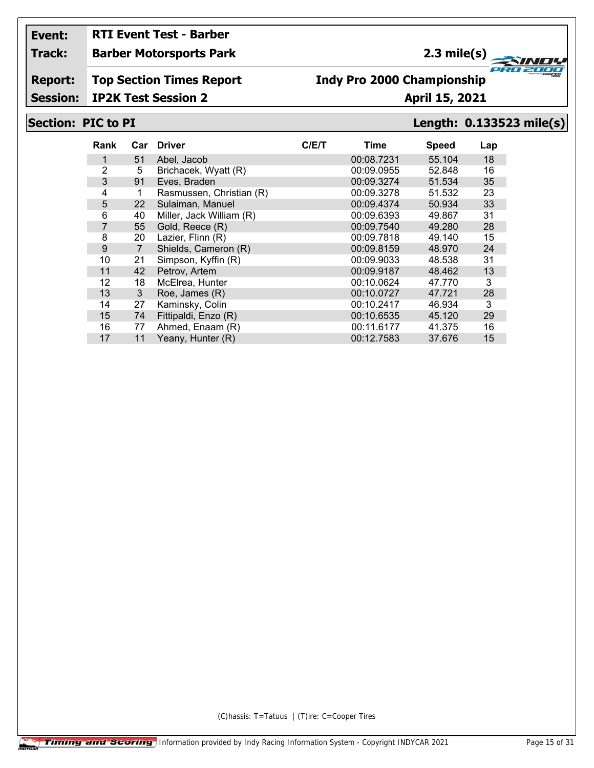**Event:** RTI Event Test - Barber

**Track:** Barber Motorsports Park — 2.3 mile(s)

**Report:** Top Section Times Report — Indy Pro 2000 Championship

**Session:** IP2K Test Session 2 — April 15, 2021

## Section: PIC to PI — Length: 0.133523 mile(s)

| Rank | Car | Driver | C/E/T | Time | Speed | Lap |
|---|---|---|---|---|---|---|
| 1 | 51 | Abel, Jacob | | 00:08.7231 | 55.104 | 18 |
| 2 | 5 | Brichacek, Wyatt (R) | | 00:09.0955 | 52.848 | 16 |
| 3 | 91 | Eves, Braden | | 00:09.3274 | 51.534 | 35 |
| 4 | 1 | Rasmussen, Christian (R) | | 00:09.3278 | 51.532 | 23 |
| 5 | 22 | Sulaiman, Manuel | | 00:09.4374 | 50.934 | 33 |
| 6 | 40 | Miller, Jack William (R) | | 00:09.6393 | 49.867 | 31 |
| 7 | 55 | Gold, Reece (R) | | 00:09.7540 | 49.280 | 28 |
| 8 | 20 | Lazier, Flinn (R) | | 00:09.7818 | 49.140 | 15 |
| 9 | 7 | Shields, Cameron (R) | | 00:09.8159 | 48.970 | 24 |
| 10 | 21 | Simpson, Kyffin (R) | | 00:09.9033 | 48.538 | 31 |
| 11 | 42 | Petrov, Artem | | 00:09.9187 | 48.462 | 13 |
| 12 | 18 | McElrea, Hunter | | 00:10.0624 | 47.770 | 3 |
| 13 | 3 | Roe, James (R) | | 00:10.0727 | 47.721 | 28 |
| 14 | 27 | Kaminsky, Colin | | 00:10.2417 | 46.934 | 3 |
| 15 | 74 | Fittipaldi, Enzo (R) | | 00:10.6535 | 45.120 | 29 |
| 16 | 77 | Ahmed, Enaam (R) | | 00:11.6177 | 41.375 | 16 |
| 17 | 11 | Yeany, Hunter (R) | | 00:12.7583 | 37.676 | 15 |

(C)hassis: T=Tatuus | (T)ire: C=Cooper Tires

Information provided by Indy Racing Information System - Copyright INDYCAR 2021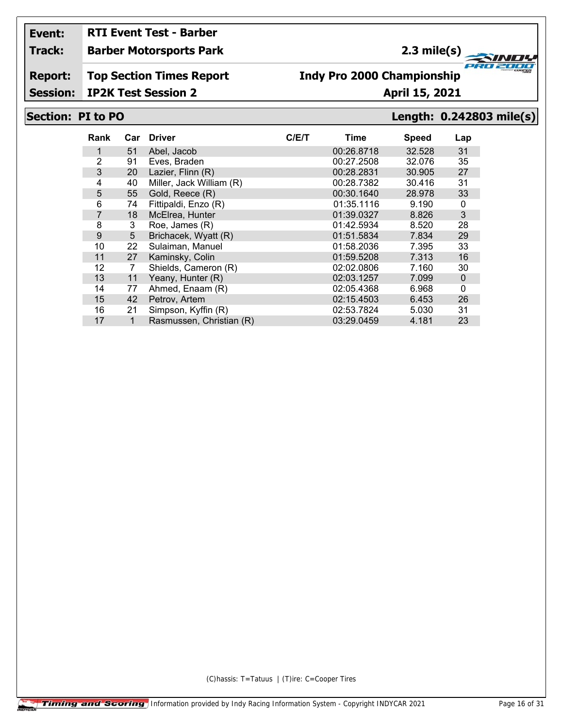**Event:** RTI Event Test - Barber

**Track:** Barber Motorsports Park — 2.3 mile(s)

**Report:** Top Section Times Report — Indy Pro 2000 Championship

**Session:** IP2K Test Session 2 — April 15, 2021

## Section: PI to PO — Length: 0.242803 mile(s)

| Rank | Car | Driver | C/E/T | Time | Speed | Lap |
|---|---|---|---|---|---|---|
| 1 | 51 | Abel, Jacob | | 00:26.8718 | 32.528 | 31 |
| 2 | 91 | Eves, Braden | | 00:27.2508 | 32.076 | 35 |
| 3 | 20 | Lazier, Flinn (R) | | 00:28.2831 | 30.905 | 27 |
| 4 | 40 | Miller, Jack William (R) | | 00:28.7382 | 30.416 | 31 |
| 5 | 55 | Gold, Reece (R) | | 00:30.1640 | 28.978 | 33 |
| 6 | 74 | Fittipaldi, Enzo (R) | | 01:35.1116 | 9.190 | 0 |
| 7 | 18 | McElrea, Hunter | | 01:39.0327 | 8.826 | 3 |
| 8 | 3 | Roe, James (R) | | 01:42.5934 | 8.520 | 28 |
| 9 | 5 | Brichacek, Wyatt (R) | | 01:51.5834 | 7.834 | 29 |
| 10 | 22 | Sulaiman, Manuel | | 01:58.2036 | 7.395 | 33 |
| 11 | 27 | Kaminsky, Colin | | 01:59.5208 | 7.313 | 16 |
| 12 | 7 | Shields, Cameron (R) | | 02:02.0806 | 7.160 | 30 |
| 13 | 11 | Yeany, Hunter (R) | | 02:03.1257 | 7.099 | 0 |
| 14 | 77 | Ahmed, Enaam (R) | | 02:05.4368 | 6.968 | 0 |
| 15 | 42 | Petrov, Artem | | 02:15.4503 | 6.453 | 26 |
| 16 | 21 | Simpson, Kyffin (R) | | 02:53.7824 | 5.030 | 31 |
| 17 | 1 | Rasmussen, Christian (R) | | 03:29.0459 | 4.181 | 23 |

(C)hassis: T=Tatuus | (T)ire: C=Cooper Tires

Information provided by Indy Racing Information System - Copyright INDYCAR 2021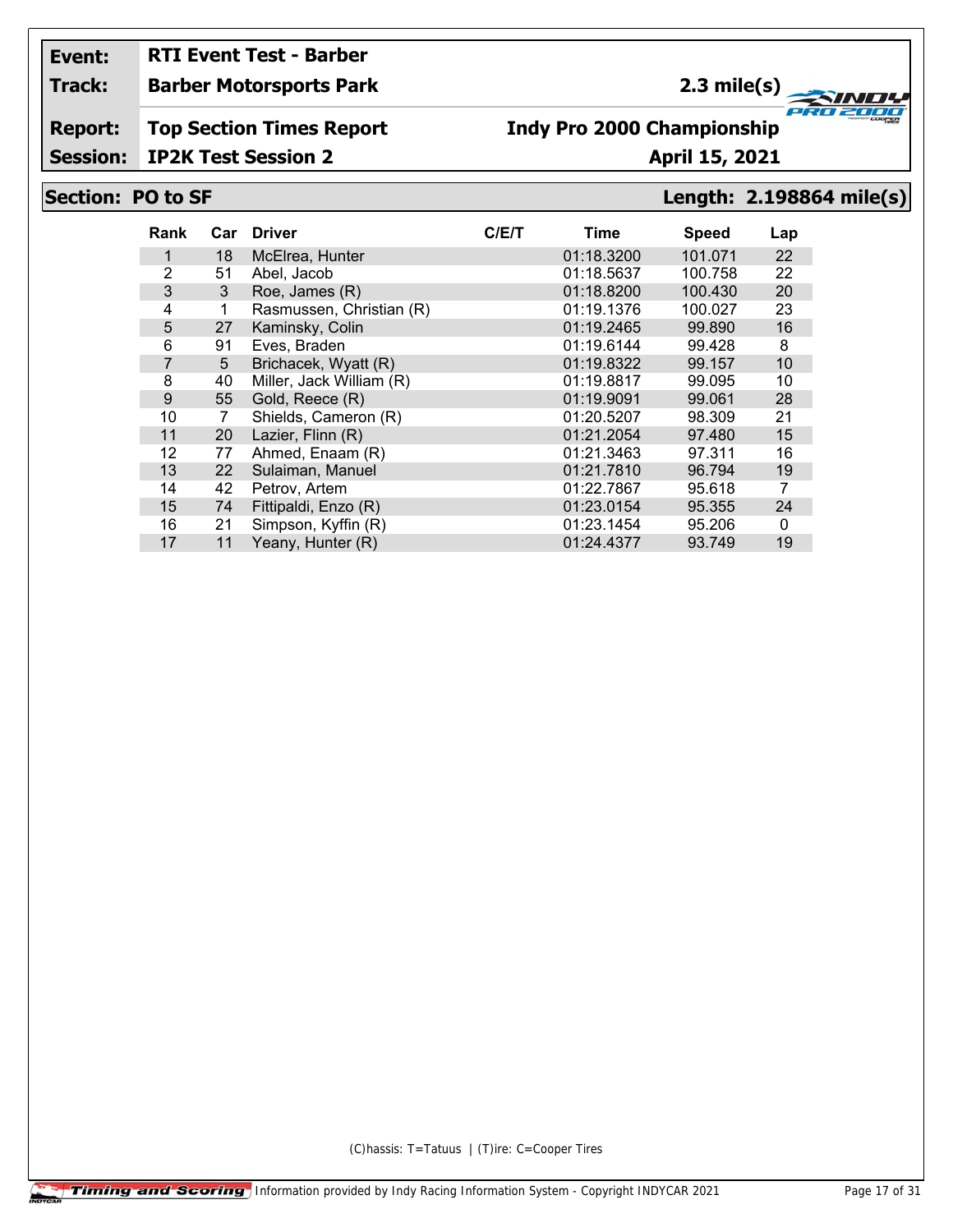**Event:** RTI Event Test - Barber

**Track:** Barber Motorsports Park — 2.3 mile(s)

**Report:** Top Section Times Report — Indy Pro 2000 Championship

**Session:** IP2K Test Session 2 — April 15, 2021

## Section: PO to SF — Length: 2.198864 mile(s)

| Rank | Car | Driver | C/E/T | Time | Speed | Lap |
|---|---|---|---|---|---|---|
| 1 | 18 | McElrea, Hunter | | 01:18.3200 | 101.071 | 22 |
| 2 | 51 | Abel, Jacob | | 01:18.5637 | 100.758 | 22 |
| 3 | 3 | Roe, James (R) | | 01:18.8200 | 100.430 | 20 |
| 4 | 1 | Rasmussen, Christian (R) | | 01:19.1376 | 100.027 | 23 |
| 5 | 27 | Kaminsky, Colin | | 01:19.2465 | 99.890 | 16 |
| 6 | 91 | Eves, Braden | | 01:19.6144 | 99.428 | 8 |
| 7 | 5 | Brichacek, Wyatt (R) | | 01:19.8322 | 99.157 | 10 |
| 8 | 40 | Miller, Jack William (R) | | 01:19.8817 | 99.095 | 10 |
| 9 | 55 | Gold, Reece (R) | | 01:19.9091 | 99.061 | 28 |
| 10 | 7 | Shields, Cameron (R) | | 01:20.5207 | 98.309 | 21 |
| 11 | 20 | Lazier, Flinn (R) | | 01:21.2054 | 97.480 | 15 |
| 12 | 77 | Ahmed, Enaam (R) | | 01:21.3463 | 97.311 | 16 |
| 13 | 22 | Sulaiman, Manuel | | 01:21.7810 | 96.794 | 19 |
| 14 | 42 | Petrov, Artem | | 01:22.7867 | 95.618 | 7 |
| 15 | 74 | Fittipaldi, Enzo (R) | | 01:23.0154 | 95.355 | 24 |
| 16 | 21 | Simpson, Kyffin (R) | | 01:23.1454 | 95.206 | 0 |
| 17 | 11 | Yeany, Hunter (R) | | 01:24.4377 | 93.749 | 19 |

(C)hassis: T=Tatuus | (T)ire: C=Cooper Tires

Timing and Scoring — Information provided by Indy Racing Information System - Copyright INDYCAR 2021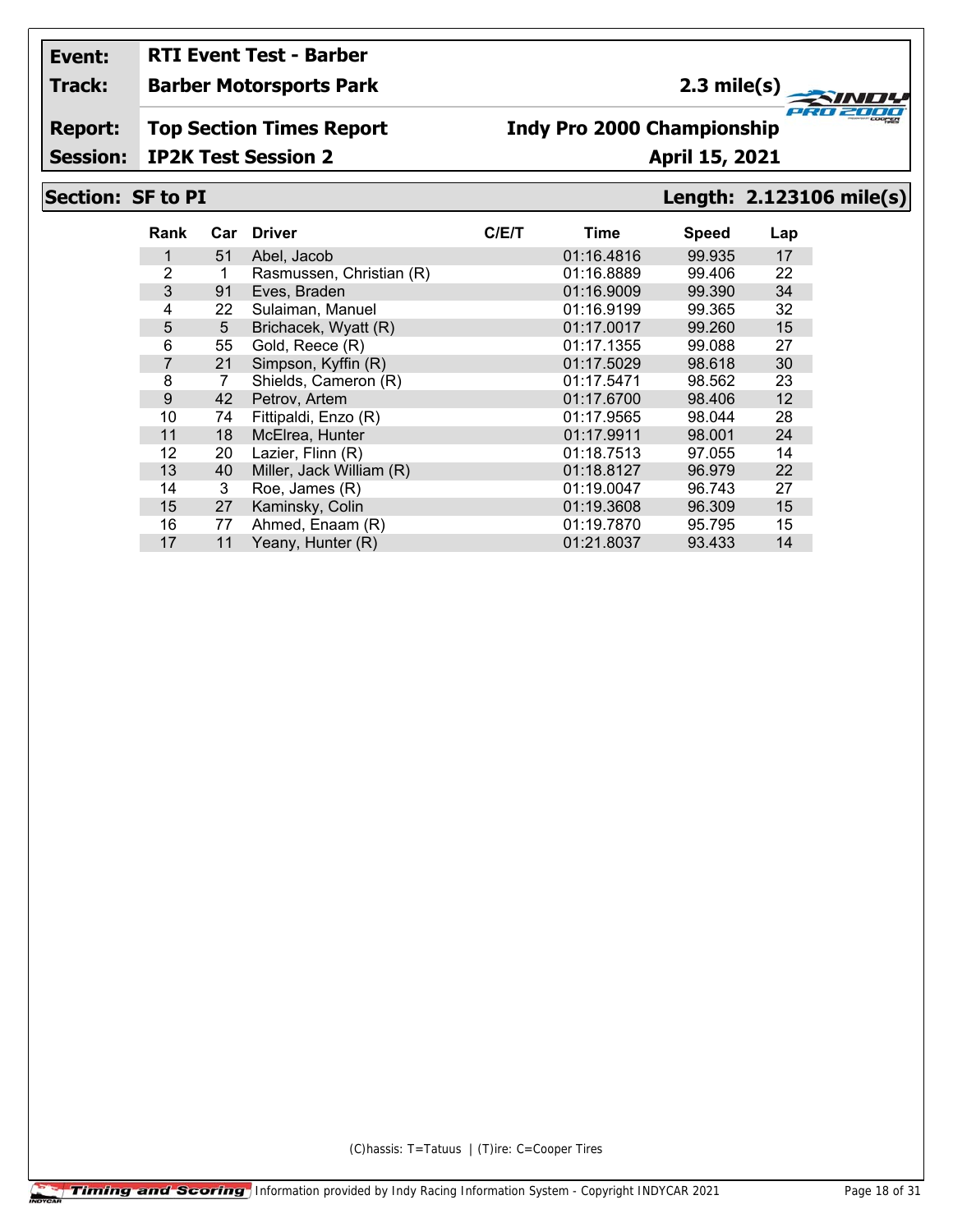**Event:** RTI Event Test - Barber

**Track:** Barber Motorsports Park — 2.3 mile(s)

**Report:** Top Section Times Report — Indy Pro 2000 Championship

**Session:** IP2K Test Session 2 — April 15, 2021

## Section: SF to PI — Length: 2.123106 mile(s)

| Rank | Car | Driver | C/E/T | Time | Speed | Lap |
|---|---|---|---|---|---|---|
| 1 | 51 | Abel, Jacob | | 01:16.4816 | 99.935 | 17 |
| 2 | 1 | Rasmussen, Christian (R) | | 01:16.8889 | 99.406 | 22 |
| 3 | 91 | Eves, Braden | | 01:16.9009 | 99.390 | 34 |
| 4 | 22 | Sulaiman, Manuel | | 01:16.9199 | 99.365 | 32 |
| 5 | 5 | Brichacek, Wyatt (R) | | 01:17.0017 | 99.260 | 15 |
| 6 | 55 | Gold, Reece (R) | | 01:17.1355 | 99.088 | 27 |
| 7 | 21 | Simpson, Kyffin (R) | | 01:17.5029 | 98.618 | 30 |
| 8 | 7 | Shields, Cameron (R) | | 01:17.5471 | 98.562 | 23 |
| 9 | 42 | Petrov, Artem | | 01:17.6700 | 98.406 | 12 |
| 10 | 74 | Fittipaldi, Enzo (R) | | 01:17.9565 | 98.044 | 28 |
| 11 | 18 | McElrea, Hunter | | 01:17.9911 | 98.001 | 24 |
| 12 | 20 | Lazier, Flinn (R) | | 01:18.7513 | 97.055 | 14 |
| 13 | 40 | Miller, Jack William (R) | | 01:18.8127 | 96.979 | 22 |
| 14 | 3 | Roe, James (R) | | 01:19.0047 | 96.743 | 27 |
| 15 | 27 | Kaminsky, Colin | | 01:19.3608 | 96.309 | 15 |
| 16 | 77 | Ahmed, Enaam (R) | | 01:19.7870 | 95.795 | 15 |
| 17 | 11 | Yeany, Hunter (R) | | 01:21.8037 | 93.433 | 14 |

(C)hassis: T=Tatuus | (T)ire: C=Cooper Tires

Timing and Scoring — Information provided by Indy Racing Information System - Copyright INDYCAR 2021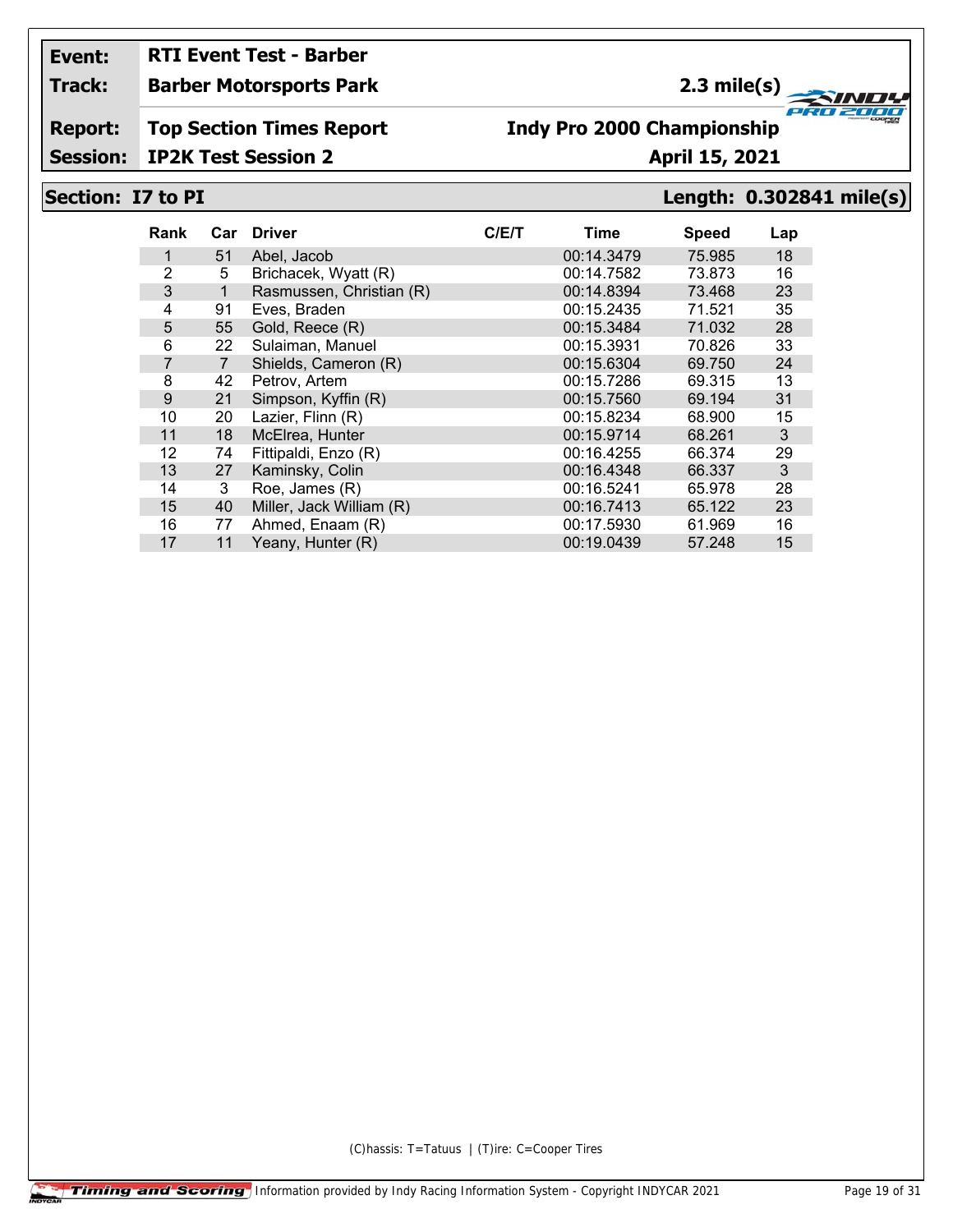| Event: | RTI Event Test - Barber | |
|---|---|---|
| Track: | Barber Motorsports Park | 2.3 mile(s) |
| Report: | Top Section Times Report | Indy Pro 2000 Championship |
| Session: | IP2K Test Session 2 | April 15, 2021 |

## Section: I7 to PI

**Length: 0.302841 mile(s)**

| Rank | Car | Driver | C/E/T | Time | Speed | Lap |
|---|---|---|---|---|---|---|
| 1 | 51 | Abel, Jacob | | 00:14.3479 | 75.985 | 18 |
| 2 | 5 | Brichacek, Wyatt (R) | | 00:14.7582 | 73.873 | 16 |
| 3 | 1 | Rasmussen, Christian (R) | | 00:14.8394 | 73.468 | 23 |
| 4 | 91 | Eves, Braden | | 00:15.2435 | 71.521 | 35 |
| 5 | 55 | Gold, Reece (R) | | 00:15.3484 | 71.032 | 28 |
| 6 | 22 | Sulaiman, Manuel | | 00:15.3931 | 70.826 | 33 |
| 7 | 7 | Shields, Cameron (R) | | 00:15.6304 | 69.750 | 24 |
| 8 | 42 | Petrov, Artem | | 00:15.7286 | 69.315 | 13 |
| 9 | 21 | Simpson, Kyffin (R) | | 00:15.7560 | 69.194 | 31 |
| 10 | 20 | Lazier, Flinn (R) | | 00:15.8234 | 68.900 | 15 |
| 11 | 18 | McElrea, Hunter | | 00:15.9714 | 68.261 | 3 |
| 12 | 74 | Fittipaldi, Enzo (R) | | 00:16.4255 | 66.374 | 29 |
| 13 | 27 | Kaminsky, Colin | | 00:16.4348 | 66.337 | 3 |
| 14 | 3 | Roe, James (R) | | 00:16.5241 | 65.978 | 28 |
| 15 | 40 | Miller, Jack William (R) | | 00:16.7413 | 65.122 | 23 |
| 16 | 77 | Ahmed, Enaam (R) | | 00:17.5930 | 61.969 | 16 |
| 17 | 11 | Yeany, Hunter (R) | | 00:19.0439 | 57.248 | 15 |

(C)hassis: T=Tatuus | (T)ire: C=Cooper Tires

Information provided by Indy Racing Information System - Copyright INDYCAR 2021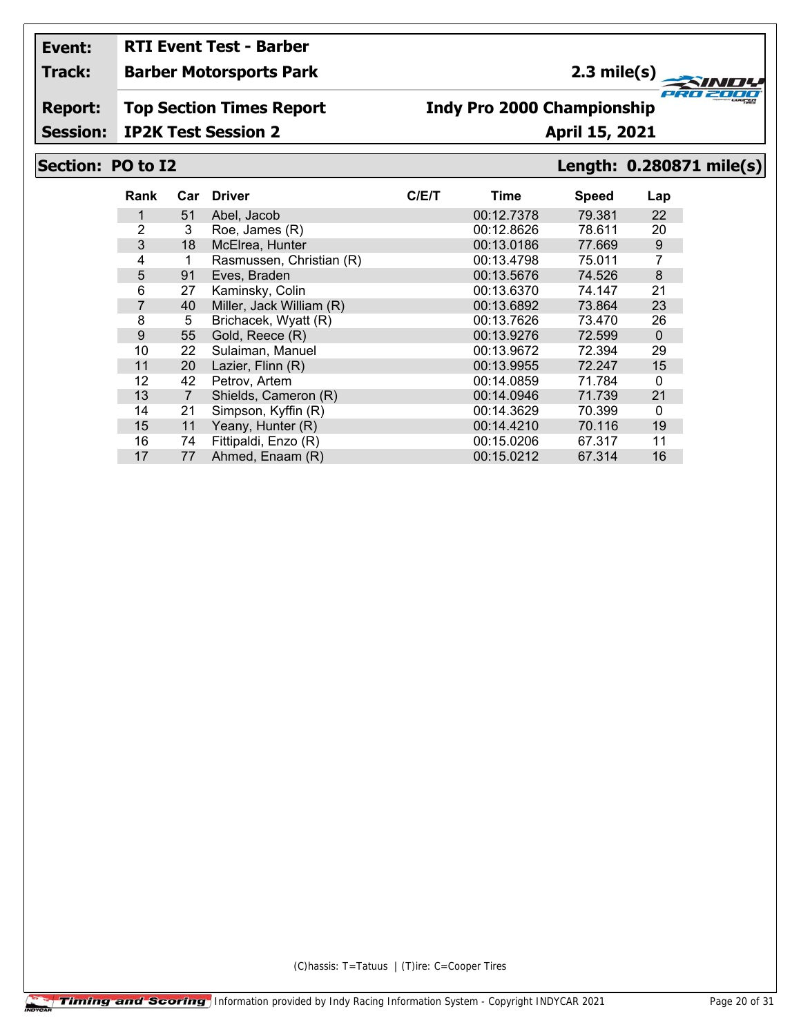**Event:** RTI Event Test - Barber
**Track:** Barber Motorsports Park — 2.3 mile(s)
**Report:** Top Section Times Report — Indy Pro 2000 Championship
**Session:** IP2K Test Session 2 — April 15, 2021

## Section: PO to I2 — Length: 0.280871 mile(s)

| Rank | Car | Driver | C/E/T | Time | Speed | Lap |
|---|---|---|---|---|---|---|
| 1 | 51 | Abel, Jacob | | 00:12.7378 | 79.381 | 22 |
| 2 | 3 | Roe, James (R) | | 00:12.8626 | 78.611 | 20 |
| 3 | 18 | McElrea, Hunter | | 00:13.0186 | 77.669 | 9 |
| 4 | 1 | Rasmussen, Christian (R) | | 00:13.4798 | 75.011 | 7 |
| 5 | 91 | Eves, Braden | | 00:13.5676 | 74.526 | 8 |
| 6 | 27 | Kaminsky, Colin | | 00:13.6370 | 74.147 | 21 |
| 7 | 40 | Miller, Jack William (R) | | 00:13.6892 | 73.864 | 23 |
| 8 | 5 | Brichacek, Wyatt (R) | | 00:13.7626 | 73.470 | 26 |
| 9 | 55 | Gold, Reece (R) | | 00:13.9276 | 72.599 | 0 |
| 10 | 22 | Sulaiman, Manuel | | 00:13.9672 | 72.394 | 29 |
| 11 | 20 | Lazier, Flinn (R) | | 00:13.9955 | 72.247 | 15 |
| 12 | 42 | Petrov, Artem | | 00:14.0859 | 71.784 | 0 |
| 13 | 7 | Shields, Cameron (R) | | 00:14.0946 | 71.739 | 21 |
| 14 | 21 | Simpson, Kyffin (R) | | 00:14.3629 | 70.399 | 0 |
| 15 | 11 | Yeany, Hunter (R) | | 00:14.4210 | 70.116 | 19 |
| 16 | 74 | Fittipaldi, Enzo (R) | | 00:15.0206 | 67.317 | 11 |
| 17 | 77 | Ahmed, Enaam (R) | | 00:15.0212 | 67.314 | 16 |

(C)hassis: T=Tatuus | (T)ire: C=Cooper Tires

Timing and Scoring | Information provided by Indy Racing Information System - Copyright INDYCAR 2021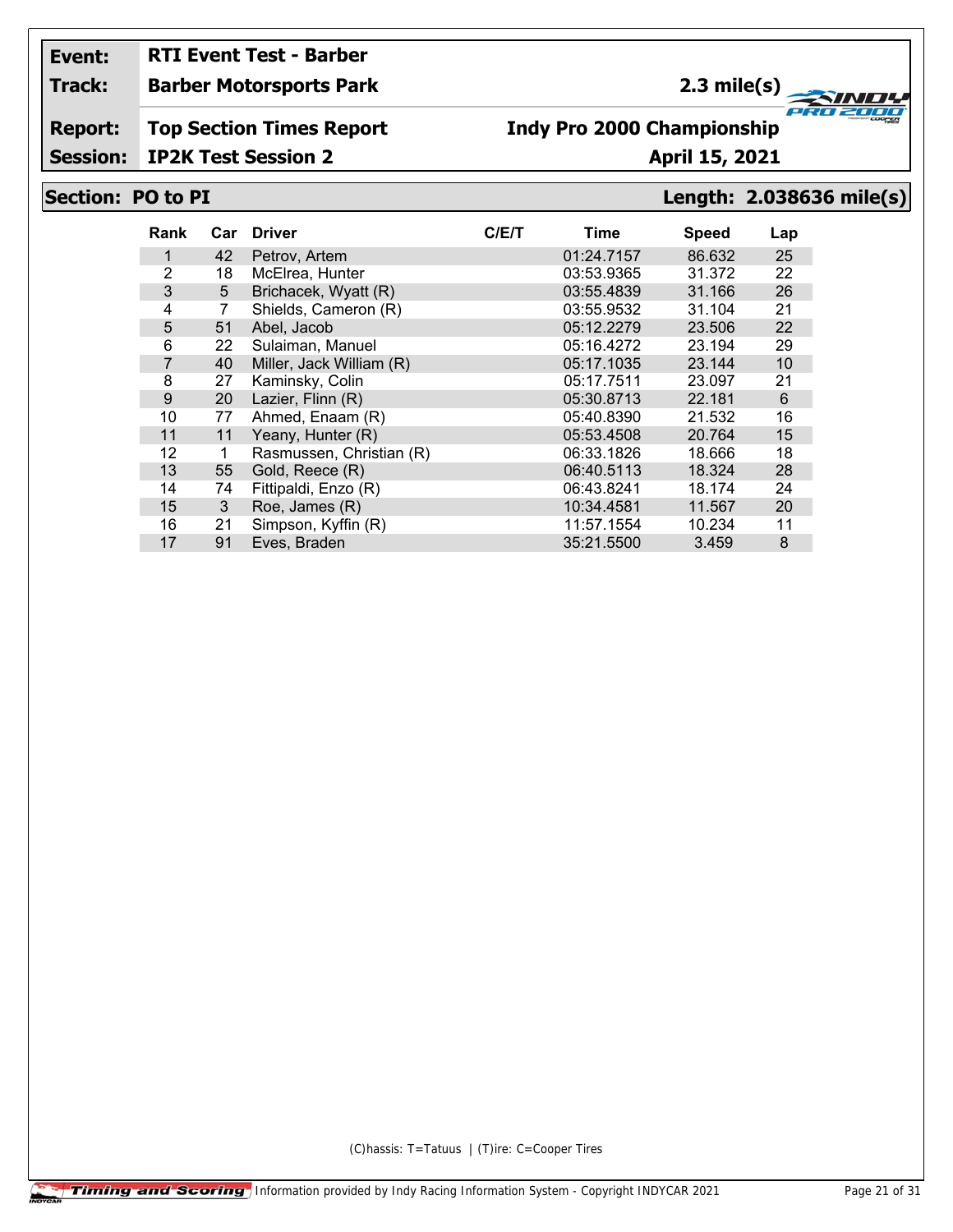**Event:** RTI Event Test - Barber

**Track:** Barber Motorsports Park — 2.3 mile(s)

**Report:** Top Section Times Report — Indy Pro 2000 Championship

**Session:** IP2K Test Session 2 — April 15, 2021

## Section: PO to PI — Length: 2.038636 mile(s)

| Rank | Car | Driver | C/E/T | Time | Speed | Lap |
|---|---|---|---|---|---|---|
| 1 | 42 | Petrov, Artem | | 01:24.7157 | 86.632 | 25 |
| 2 | 18 | McElrea, Hunter | | 03:53.9365 | 31.372 | 22 |
| 3 | 5 | Brichacek, Wyatt (R) | | 03:55.4839 | 31.166 | 26 |
| 4 | 7 | Shields, Cameron (R) | | 03:55.9532 | 31.104 | 21 |
| 5 | 51 | Abel, Jacob | | 05:12.2279 | 23.506 | 22 |
| 6 | 22 | Sulaiman, Manuel | | 05:16.4272 | 23.194 | 29 |
| 7 | 40 | Miller, Jack William (R) | | 05:17.1035 | 23.144 | 10 |
| 8 | 27 | Kaminsky, Colin | | 05:17.7511 | 23.097 | 21 |
| 9 | 20 | Lazier, Flinn (R) | | 05:30.8713 | 22.181 | 6 |
| 10 | 77 | Ahmed, Enaam (R) | | 05:40.8390 | 21.532 | 16 |
| 11 | 11 | Yeany, Hunter (R) | | 05:53.4508 | 20.764 | 15 |
| 12 | 1 | Rasmussen, Christian (R) | | 06:33.1826 | 18.666 | 18 |
| 13 | 55 | Gold, Reece (R) | | 06:40.5113 | 18.324 | 28 |
| 14 | 74 | Fittipaldi, Enzo (R) | | 06:43.8241 | 18.174 | 24 |
| 15 | 3 | Roe, James (R) | | 10:34.4581 | 11.567 | 20 |
| 16 | 21 | Simpson, Kyffin (R) | | 11:57.1554 | 10.234 | 11 |
| 17 | 91 | Eves, Braden | | 35:21.5500 | 3.459 | 8 |

(C)hassis: T=Tatuus | (T)ire: C=Cooper Tires

Timing and Scoring — Information provided by Indy Racing Information System - Copyright INDYCAR 2021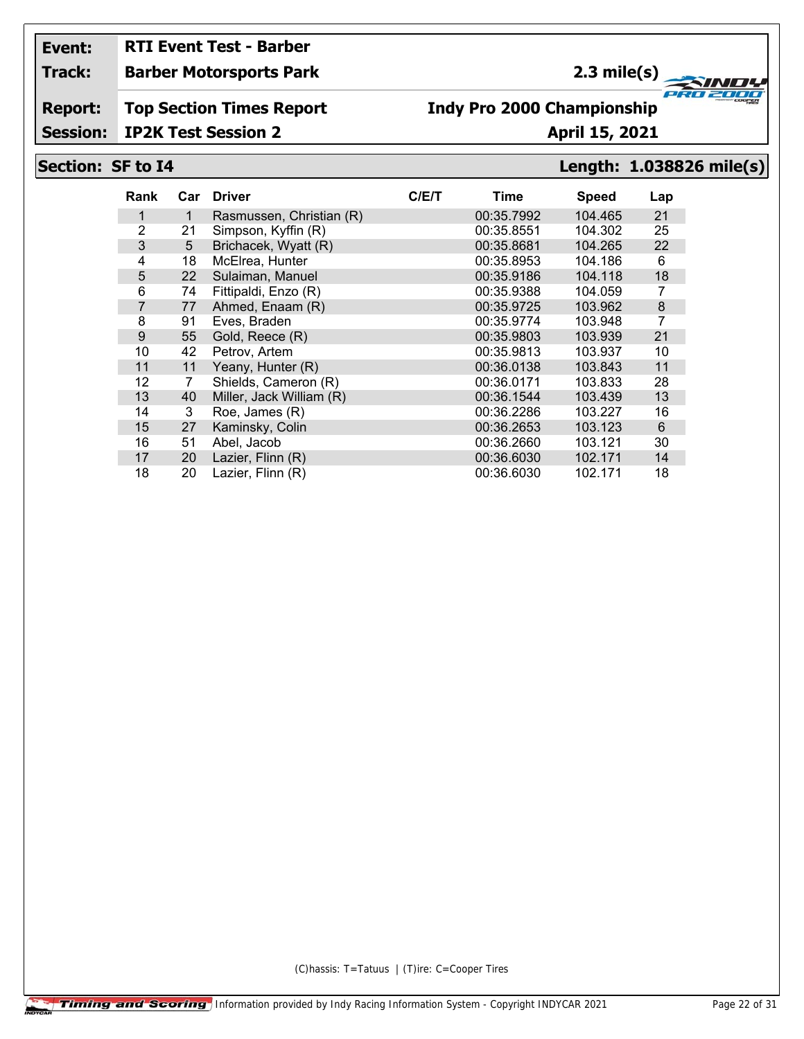| Event: | RTI Event Test - Barber | |
|---|---|---|
| Track: | Barber Motorsports Park | 2.3 mile(s) |
| Report: | Top Section Times Report | Indy Pro 2000 Championship |
| Session: | IP2K Test Session 2 | April 15, 2021 |

## Section: SF to I4

**Length: 1.038826 mile(s)**

| Rank | Car | Driver | C/E/T | Time | Speed | Lap |
|---|---|---|---|---|---|---|
| 1 | 1 | Rasmussen, Christian (R) | | 00:35.7992 | 104.465 | 21 |
| 2 | 21 | Simpson, Kyffin (R) | | 00:35.8551 | 104.302 | 25 |
| 3 | 5 | Brichacek, Wyatt (R) | | 00:35.8681 | 104.265 | 22 |
| 4 | 18 | McElrea, Hunter | | 00:35.8953 | 104.186 | 6 |
| 5 | 22 | Sulaiman, Manuel | | 00:35.9186 | 104.118 | 18 |
| 6 | 74 | Fittipaldi, Enzo (R) | | 00:35.9388 | 104.059 | 7 |
| 7 | 77 | Ahmed, Enaam (R) | | 00:35.9725 | 103.962 | 8 |
| 8 | 91 | Eves, Braden | | 00:35.9774 | 103.948 | 7 |
| 9 | 55 | Gold, Reece (R) | | 00:35.9803 | 103.939 | 21 |
| 10 | 42 | Petrov, Artem | | 00:35.9813 | 103.937 | 10 |
| 11 | 11 | Yeany, Hunter (R) | | 00:36.0138 | 103.843 | 11 |
| 12 | 7 | Shields, Cameron (R) | | 00:36.0171 | 103.833 | 28 |
| 13 | 40 | Miller, Jack William (R) | | 00:36.1544 | 103.439 | 13 |
| 14 | 3 | Roe, James (R) | | 00:36.2286 | 103.227 | 16 |
| 15 | 27 | Kaminsky, Colin | | 00:36.2653 | 103.123 | 6 |
| 16 | 51 | Abel, Jacob | | 00:36.2660 | 103.121 | 30 |
| 17 | 20 | Lazier, Flinn (R) | | 00:36.6030 | 102.171 | 14 |
| 18 | 20 | Lazier, Flinn (R) | | 00:36.6030 | 102.171 | 18 |

(C)hassis: T=Tatuus | (T)ire: C=Cooper Tires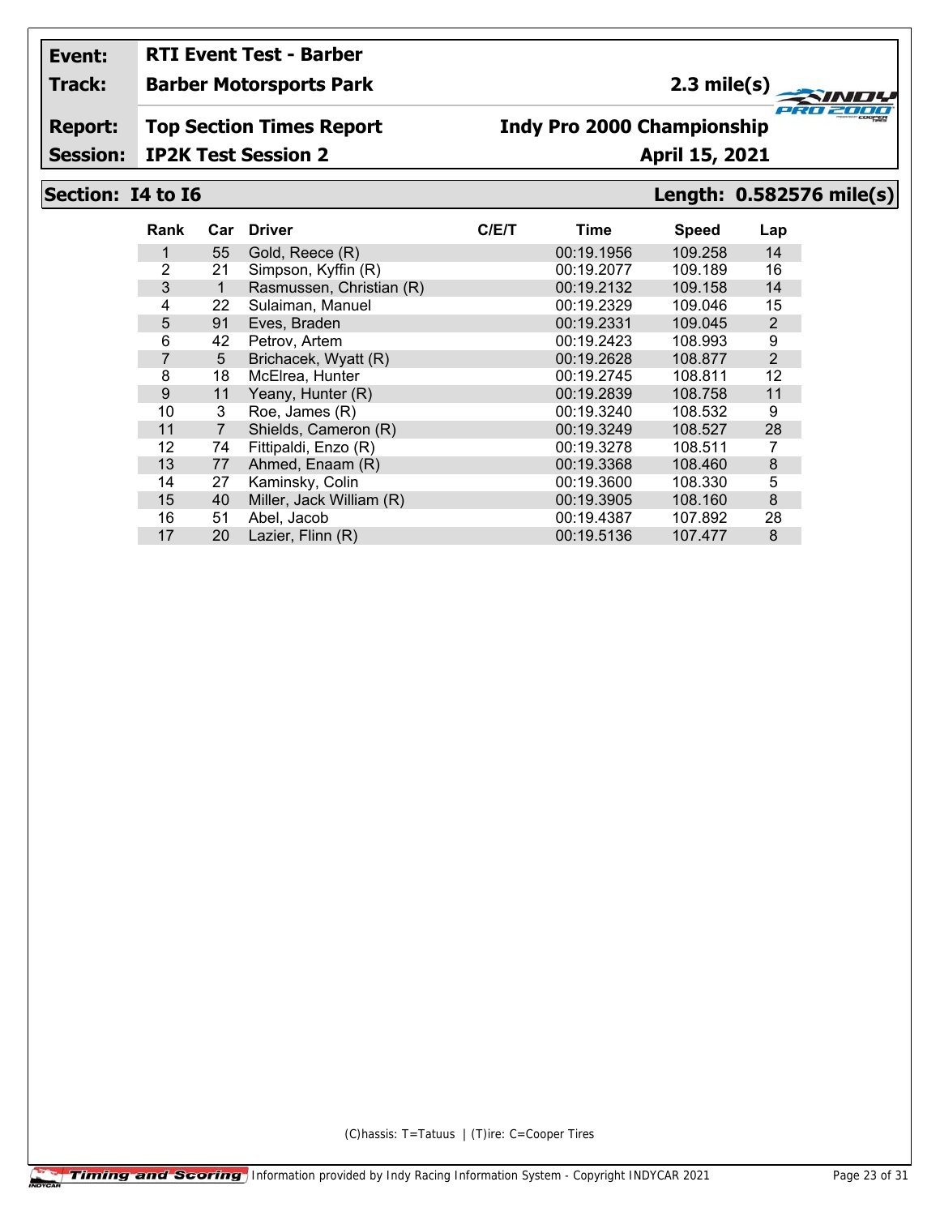**Event:** RTI Event Test - Barber

**Track:** Barber Motorsports Park — 2.3 mile(s)

**Report:** Top Section Times Report — Indy Pro 2000 Championship

**Session:** IP2K Test Session 2 — April 15, 2021

## Section: I4 to I6 — Length: 0.582576 mile(s)

| Rank | Car | Driver | C/E/T | Time | Speed | Lap |
|---|---|---|---|---|---|---|
| 1 | 55 | Gold, Reece (R) | | 00:19.1956 | 109.258 | 14 |
| 2 | 21 | Simpson, Kyffin (R) | | 00:19.2077 | 109.189 | 16 |
| 3 | 1 | Rasmussen, Christian (R) | | 00:19.2132 | 109.158 | 14 |
| 4 | 22 | Sulaiman, Manuel | | 00:19.2329 | 109.046 | 15 |
| 5 | 91 | Eves, Braden | | 00:19.2331 | 109.045 | 2 |
| 6 | 42 | Petrov, Artem | | 00:19.2423 | 108.993 | 9 |
| 7 | 5 | Brichacek, Wyatt (R) | | 00:19.2628 | 108.877 | 2 |
| 8 | 18 | McElrea, Hunter | | 00:19.2745 | 108.811 | 12 |
| 9 | 11 | Yeany, Hunter (R) | | 00:19.2839 | 108.758 | 11 |
| 10 | 3 | Roe, James (R) | | 00:19.3240 | 108.532 | 9 |
| 11 | 7 | Shields, Cameron (R) | | 00:19.3249 | 108.527 | 28 |
| 12 | 74 | Fittipaldi, Enzo (R) | | 00:19.3278 | 108.511 | 7 |
| 13 | 77 | Ahmed, Enaam (R) | | 00:19.3368 | 108.460 | 8 |
| 14 | 27 | Kaminsky, Colin | | 00:19.3600 | 108.330 | 5 |
| 15 | 40 | Miller, Jack William (R) | | 00:19.3905 | 108.160 | 8 |
| 16 | 51 | Abel, Jacob | | 00:19.4387 | 107.892 | 28 |
| 17 | 20 | Lazier, Flinn (R) | | 00:19.5136 | 107.477 | 8 |

(C)hassis: T=Tatuus | (T)ire: C=Cooper Tires

Information provided by Indy Racing Information System - Copyright INDYCAR 2021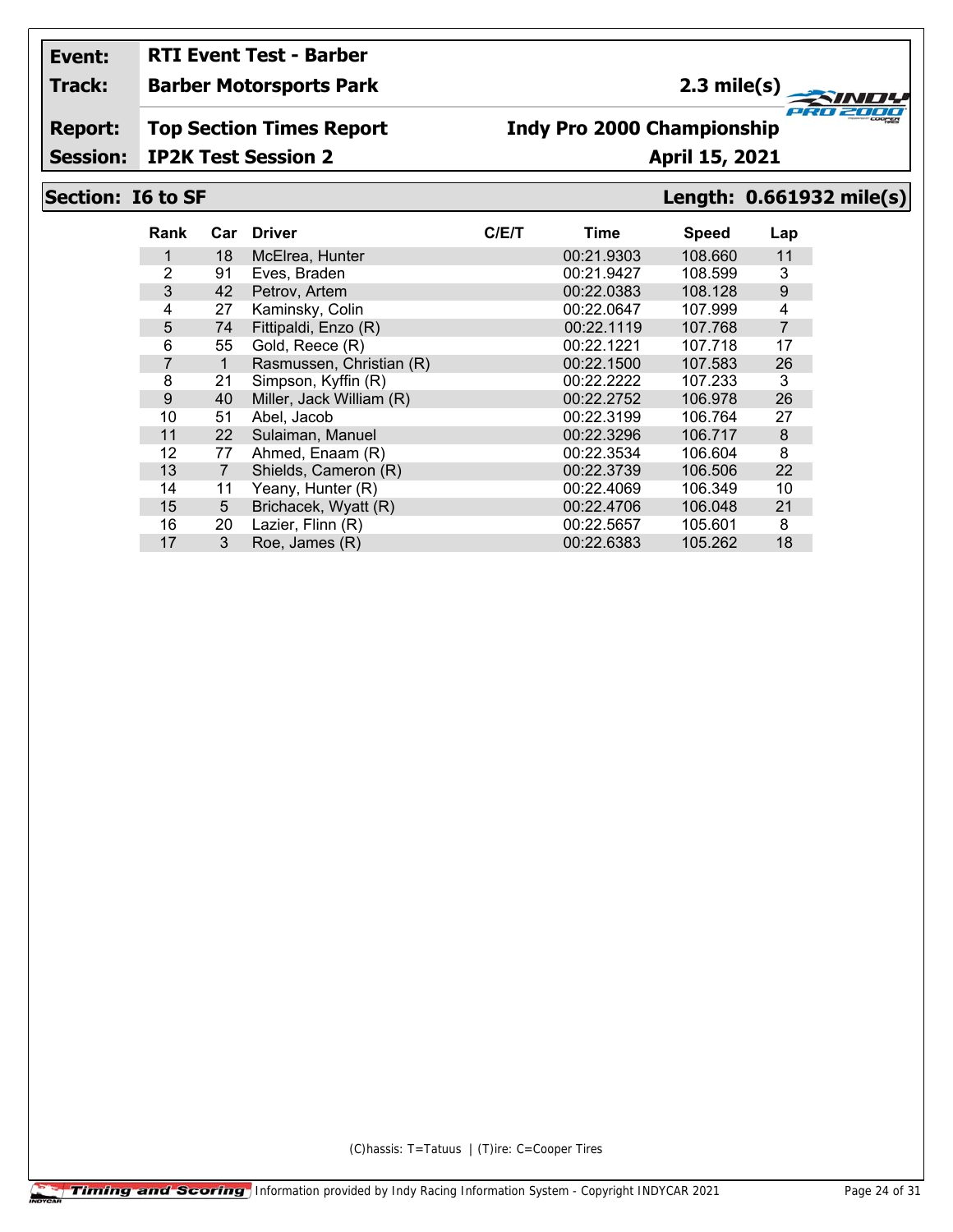**Event:** RTI Event Test - Barber

**Track:** Barber Motorsports Park — 2.3 mile(s)

**Report:** Top Section Times Report — Indy Pro 2000 Championship

**Session:** IP2K Test Session 2 — April 15, 2021

## Section: I6 to SF — Length: 0.661932 mile(s)

| Rank | Car | Driver | C/E/T | Time | Speed | Lap |
|---|---|---|---|---|---|---|
| 1 | 18 | McElrea, Hunter | | 00:21.9303 | 108.660 | 11 |
| 2 | 91 | Eves, Braden | | 00:21.9427 | 108.599 | 3 |
| 3 | 42 | Petrov, Artem | | 00:22.0383 | 108.128 | 9 |
| 4 | 27 | Kaminsky, Colin | | 00:22.0647 | 107.999 | 4 |
| 5 | 74 | Fittipaldi, Enzo (R) | | 00:22.1119 | 107.768 | 7 |
| 6 | 55 | Gold, Reece (R) | | 00:22.1221 | 107.718 | 17 |
| 7 | 1 | Rasmussen, Christian (R) | | 00:22.1500 | 107.583 | 26 |
| 8 | 21 | Simpson, Kyffin (R) | | 00:22.2222 | 107.233 | 3 |
| 9 | 40 | Miller, Jack William (R) | | 00:22.2752 | 106.978 | 26 |
| 10 | 51 | Abel, Jacob | | 00:22.3199 | 106.764 | 27 |
| 11 | 22 | Sulaiman, Manuel | | 00:22.3296 | 106.717 | 8 |
| 12 | 77 | Ahmed, Enaam (R) | | 00:22.3534 | 106.604 | 8 |
| 13 | 7 | Shields, Cameron (R) | | 00:22.3739 | 106.506 | 22 |
| 14 | 11 | Yeany, Hunter (R) | | 00:22.4069 | 106.349 | 10 |
| 15 | 5 | Brichacek, Wyatt (R) | | 00:22.4706 | 106.048 | 21 |
| 16 | 20 | Lazier, Flinn (R) | | 00:22.5657 | 105.601 | 8 |
| 17 | 3 | Roe, James (R) | | 00:22.6383 | 105.262 | 18 |

(C)hassis: T=Tatuus | (T)ire: C=Cooper Tires

Information provided by Indy Racing Information System - Copyright INDYCAR 2021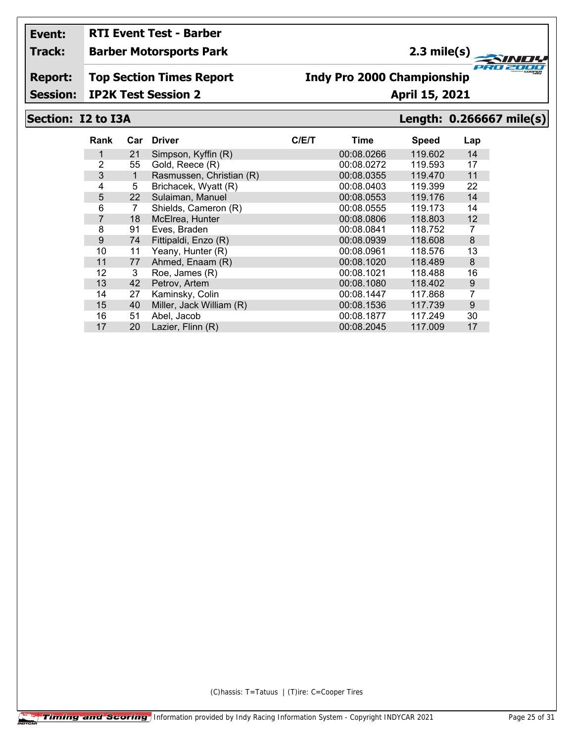**Event:** RTI Event Test - Barber

**Track:** Barber Motorsports Park — 2.3 mile(s)

**Report:** Top Section Times Report — Indy Pro 2000 Championship

**Session:** IP2K Test Session 2 — April 15, 2021

## Section: I2 to I3A — Length: 0.266667 mile(s)

| Rank | Car | Driver | C/E/T | Time | Speed | Lap |
|---|---|---|---|---|---|---|
| 1 | 21 | Simpson, Kyffin (R) | | 00:08.0266 | 119.602 | 14 |
| 2 | 55 | Gold, Reece (R) | | 00:08.0272 | 119.593 | 17 |
| 3 | 1 | Rasmussen, Christian (R) | | 00:08.0355 | 119.470 | 11 |
| 4 | 5 | Brichacek, Wyatt (R) | | 00:08.0403 | 119.399 | 22 |
| 5 | 22 | Sulaiman, Manuel | | 00:08.0553 | 119.176 | 14 |
| 6 | 7 | Shields, Cameron (R) | | 00:08.0555 | 119.173 | 14 |
| 7 | 18 | McElrea, Hunter | | 00:08.0806 | 118.803 | 12 |
| 8 | 91 | Eves, Braden | | 00:08.0841 | 118.752 | 7 |
| 9 | 74 | Fittipaldi, Enzo (R) | | 00:08.0939 | 118.608 | 8 |
| 10 | 11 | Yeany, Hunter (R) | | 00:08.0961 | 118.576 | 13 |
| 11 | 77 | Ahmed, Enaam (R) | | 00:08.1020 | 118.489 | 8 |
| 12 | 3 | Roe, James (R) | | 00:08.1021 | 118.488 | 16 |
| 13 | 42 | Petrov, Artem | | 00:08.1080 | 118.402 | 9 |
| 14 | 27 | Kaminsky, Colin | | 00:08.1447 | 117.868 | 7 |
| 15 | 40 | Miller, Jack William (R) | | 00:08.1536 | 117.739 | 9 |
| 16 | 51 | Abel, Jacob | | 00:08.1877 | 117.249 | 30 |
| 17 | 20 | Lazier, Flinn (R) | | 00:08.2045 | 117.009 | 17 |

(C)hassis: T=Tatuus | (T)ire: C=Cooper Tires

Information provided by Indy Racing Information System - Copyright INDYCAR 2021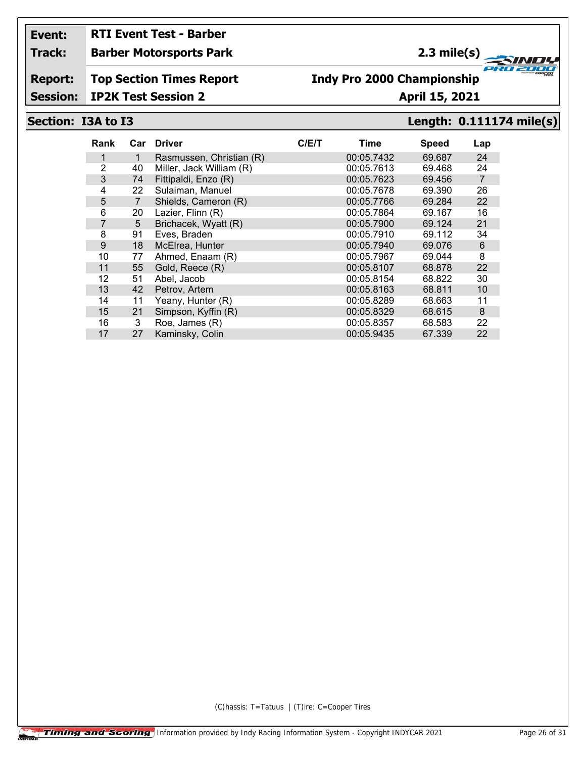**Event:** RTI Event Test - Barber
**Track:** Barber Motorsports Park — 2.3 mile(s)
**Report:** Top Section Times Report — Indy Pro 2000 Championship
**Session:** IP2K Test Session 2 — April 15, 2021

## Section: I3A to I3 — Length: 0.111174 mile(s)

| Rank | Car | Driver | C/E/T | Time | Speed | Lap |
|---|---|---|---|---|---|---|
| 1 | 1 | Rasmussen, Christian (R) | | 00:05.7432 | 69.687 | 24 |
| 2 | 40 | Miller, Jack William (R) | | 00:05.7613 | 69.468 | 24 |
| 3 | 74 | Fittipaldi, Enzo (R) | | 00:05.7623 | 69.456 | 7 |
| 4 | 22 | Sulaiman, Manuel | | 00:05.7678 | 69.390 | 26 |
| 5 | 7 | Shields, Cameron (R) | | 00:05.7766 | 69.284 | 22 |
| 6 | 20 | Lazier, Flinn (R) | | 00:05.7864 | 69.167 | 16 |
| 7 | 5 | Brichacek, Wyatt (R) | | 00:05.7900 | 69.124 | 21 |
| 8 | 91 | Eves, Braden | | 00:05.7910 | 69.112 | 34 |
| 9 | 18 | McElrea, Hunter | | 00:05.7940 | 69.076 | 6 |
| 10 | 77 | Ahmed, Enaam (R) | | 00:05.7967 | 69.044 | 8 |
| 11 | 55 | Gold, Reece (R) | | 00:05.8107 | 68.878 | 22 |
| 12 | 51 | Abel, Jacob | | 00:05.8154 | 68.822 | 30 |
| 13 | 42 | Petrov, Artem | | 00:05.8163 | 68.811 | 10 |
| 14 | 11 | Yeany, Hunter (R) | | 00:05.8289 | 68.663 | 11 |
| 15 | 21 | Simpson, Kyffin (R) | | 00:05.8329 | 68.615 | 8 |
| 16 | 3 | Roe, James (R) | | 00:05.8357 | 68.583 | 22 |
| 17 | 27 | Kaminsky, Colin | | 00:05.9435 | 67.339 | 22 |

(C)hassis: T=Tatuus | (T)ire: C=Cooper Tires

Timing and Scoring — Information provided by Indy Racing Information System - Copyright INDYCAR 2021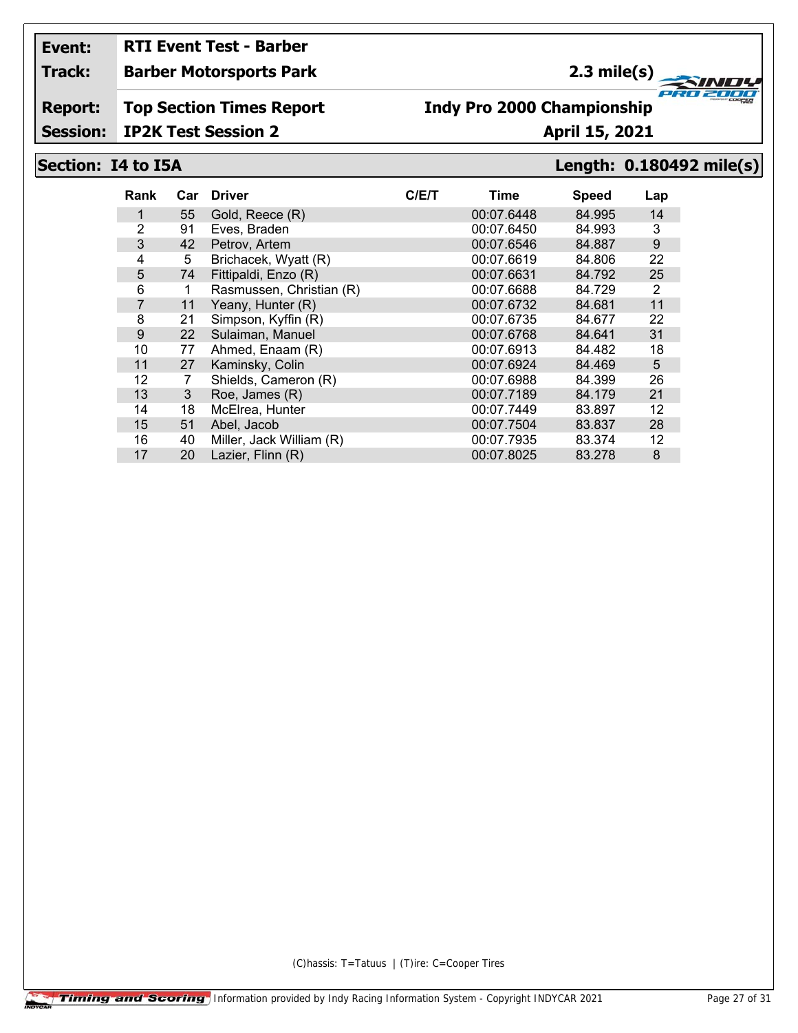**Event:** RTI Event Test - Barber

**Track:** Barber Motorsports Park — 2.3 mile(s)

**Report:** Top Section Times Report — Indy Pro 2000 Championship

**Session:** IP2K Test Session 2 — April 15, 2021

## Section: I4 to I5A — Length: 0.180492 mile(s)

| Rank | Car | Driver | C/E/T | Time | Speed | Lap |
|---|---|---|---|---|---|---|
| 1 | 55 | Gold, Reece (R) | | 00:07.6448 | 84.995 | 14 |
| 2 | 91 | Eves, Braden | | 00:07.6450 | 84.993 | 3 |
| 3 | 42 | Petrov, Artem | | 00:07.6546 | 84.887 | 9 |
| 4 | 5 | Brichacek, Wyatt (R) | | 00:07.6619 | 84.806 | 22 |
| 5 | 74 | Fittipaldi, Enzo (R) | | 00:07.6631 | 84.792 | 25 |
| 6 | 1 | Rasmussen, Christian (R) | | 00:07.6688 | 84.729 | 2 |
| 7 | 11 | Yeany, Hunter (R) | | 00:07.6732 | 84.681 | 11 |
| 8 | 21 | Simpson, Kyffin (R) | | 00:07.6735 | 84.677 | 22 |
| 9 | 22 | Sulaiman, Manuel | | 00:07.6768 | 84.641 | 31 |
| 10 | 77 | Ahmed, Enaam (R) | | 00:07.6913 | 84.482 | 18 |
| 11 | 27 | Kaminsky, Colin | | 00:07.6924 | 84.469 | 5 |
| 12 | 7 | Shields, Cameron (R) | | 00:07.6988 | 84.399 | 26 |
| 13 | 3 | Roe, James (R) | | 00:07.7189 | 84.179 | 21 |
| 14 | 18 | McElrea, Hunter | | 00:07.7449 | 83.897 | 12 |
| 15 | 51 | Abel, Jacob | | 00:07.7504 | 83.837 | 28 |
| 16 | 40 | Miller, Jack William (R) | | 00:07.7935 | 83.374 | 12 |
| 17 | 20 | Lazier, Flinn (R) | | 00:07.8025 | 83.278 | 8 |

(C)hassis: T=Tatuus | (T)ire: C=Cooper Tires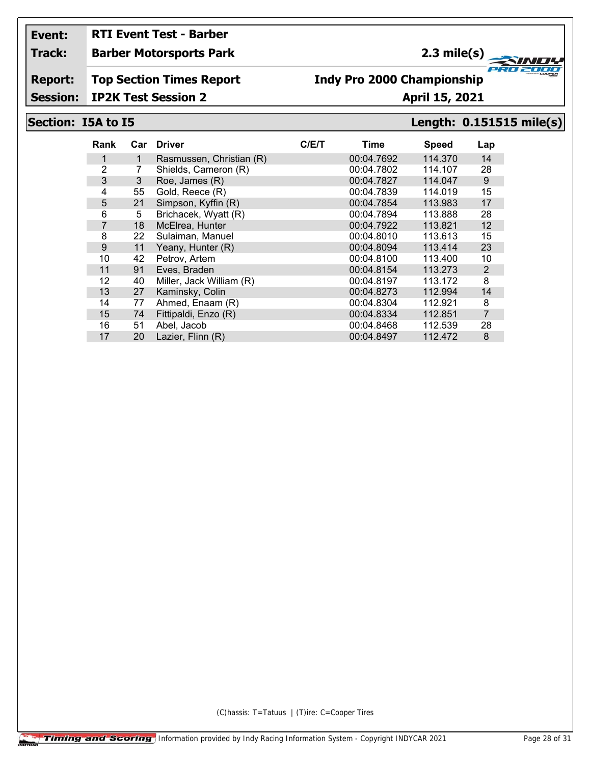**Event:** RTI Event Test - Barber

**Track:** Barber Motorsports Park — 2.3 mile(s)

**Report:** Top Section Times Report — Indy Pro 2000 Championship

**Session:** IP2K Test Session 2 — April 15, 2021

## Section: I5A to I5 — Length: 0.151515 mile(s)

| Rank | Car | Driver | C/E/T | Time | Speed | Lap |
|---|---|---|---|---|---|---|
| 1 | 1 | Rasmussen, Christian (R) | | 00:04.7692 | 114.370 | 14 |
| 2 | 7 | Shields, Cameron (R) | | 00:04.7802 | 114.107 | 28 |
| 3 | 3 | Roe, James (R) | | 00:04.7827 | 114.047 | 9 |
| 4 | 55 | Gold, Reece (R) | | 00:04.7839 | 114.019 | 15 |
| 5 | 21 | Simpson, Kyffin (R) | | 00:04.7854 | 113.983 | 17 |
| 6 | 5 | Brichacek, Wyatt (R) | | 00:04.7894 | 113.888 | 28 |
| 7 | 18 | McElrea, Hunter | | 00:04.7922 | 113.821 | 12 |
| 8 | 22 | Sulaiman, Manuel | | 00:04.8010 | 113.613 | 15 |
| 9 | 11 | Yeany, Hunter (R) | | 00:04.8094 | 113.414 | 23 |
| 10 | 42 | Petrov, Artem | | 00:04.8100 | 113.400 | 10 |
| 11 | 91 | Eves, Braden | | 00:04.8154 | 113.273 | 2 |
| 12 | 40 | Miller, Jack William (R) | | 00:04.8197 | 113.172 | 8 |
| 13 | 27 | Kaminsky, Colin | | 00:04.8273 | 112.994 | 14 |
| 14 | 77 | Ahmed, Enaam (R) | | 00:04.8304 | 112.921 | 8 |
| 15 | 74 | Fittipaldi, Enzo (R) | | 00:04.8334 | 112.851 | 7 |
| 16 | 51 | Abel, Jacob | | 00:04.8468 | 112.539 | 28 |
| 17 | 20 | Lazier, Flinn (R) | | 00:04.8497 | 112.472 | 8 |

(C)hassis: T=Tatuus | (T)ire: C=Cooper Tires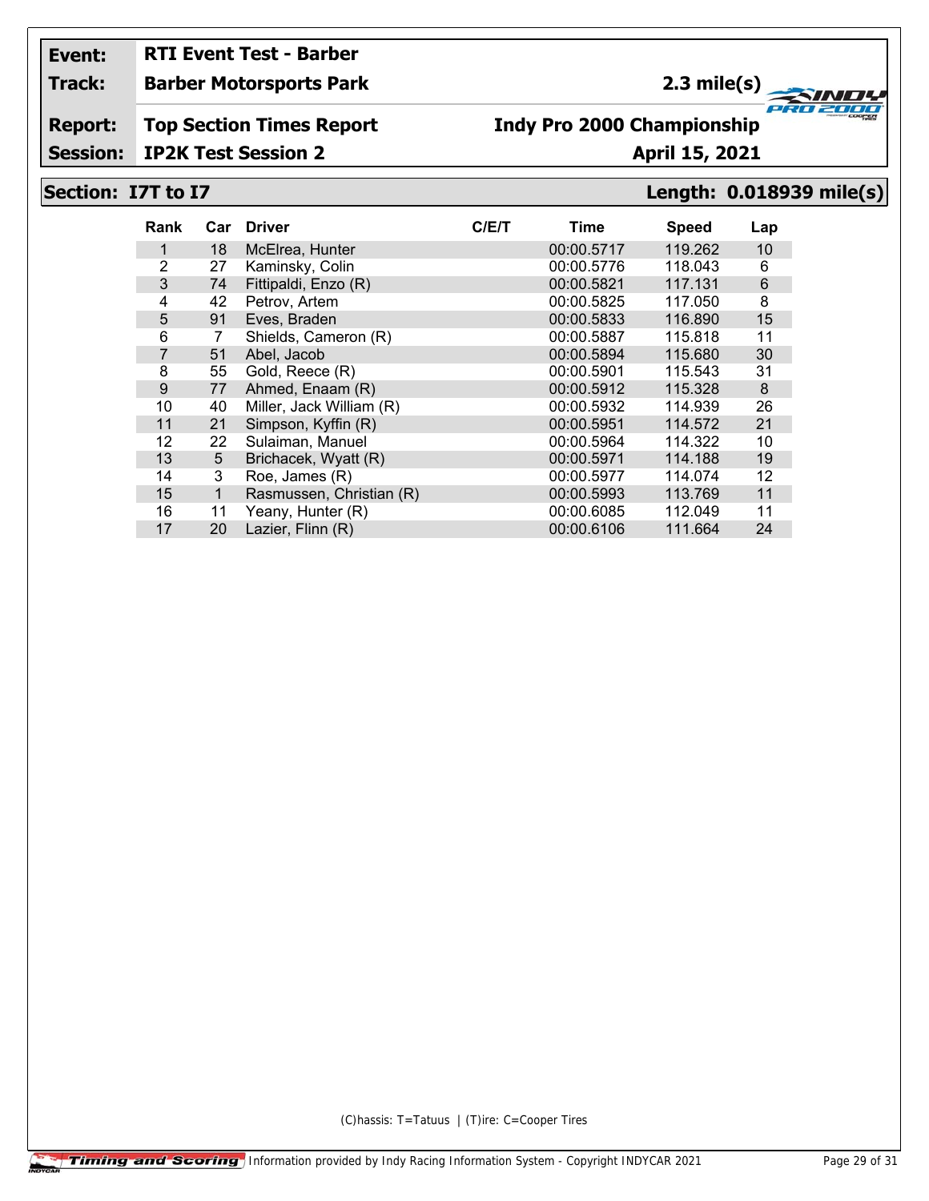**Event:** RTI Event Test - Barber

**Track:** Barber Motorsports Park — 2.3 mile(s)

**Report:** Top Section Times Report — Indy Pro 2000 Championship

**Session:** IP2K Test Session 2 — April 15, 2021

## Section: I7T to I7 — Length: 0.018939 mile(s)

| Rank | Car | Driver | C/E/T | Time | Speed | Lap |
|---|---|---|---|---|---|---|
| 1 | 18 | McElrea, Hunter | | 00:00.5717 | 119.262 | 10 |
| 2 | 27 | Kaminsky, Colin | | 00:00.5776 | 118.043 | 6 |
| 3 | 74 | Fittipaldi, Enzo (R) | | 00:00.5821 | 117.131 | 6 |
| 4 | 42 | Petrov, Artem | | 00:00.5825 | 117.050 | 8 |
| 5 | 91 | Eves, Braden | | 00:00.5833 | 116.890 | 15 |
| 6 | 7 | Shields, Cameron (R) | | 00:00.5887 | 115.818 | 11 |
| 7 | 51 | Abel, Jacob | | 00:00.5894 | 115.680 | 30 |
| 8 | 55 | Gold, Reece (R) | | 00:00.5901 | 115.543 | 31 |
| 9 | 77 | Ahmed, Enaam (R) | | 00:00.5912 | 115.328 | 8 |
| 10 | 40 | Miller, Jack William (R) | | 00:00.5932 | 114.939 | 26 |
| 11 | 21 | Simpson, Kyffin (R) | | 00:00.5951 | 114.572 | 21 |
| 12 | 22 | Sulaiman, Manuel | | 00:00.5964 | 114.322 | 10 |
| 13 | 5 | Brichacek, Wyatt (R) | | 00:00.5971 | 114.188 | 19 |
| 14 | 3 | Roe, James (R) | | 00:00.5977 | 114.074 | 12 |
| 15 | 1 | Rasmussen, Christian (R) | | 00:00.5993 | 113.769 | 11 |
| 16 | 11 | Yeany, Hunter (R) | | 00:00.6085 | 112.049 | 11 |
| 17 | 20 | Lazier, Flinn (R) | | 00:00.6106 | 111.664 | 24 |

(C)hassis: T=Tatuus | (T)ire: C=Cooper Tires

Timing and Scoring Information provided by Indy Racing Information System - Copyright INDYCAR 2021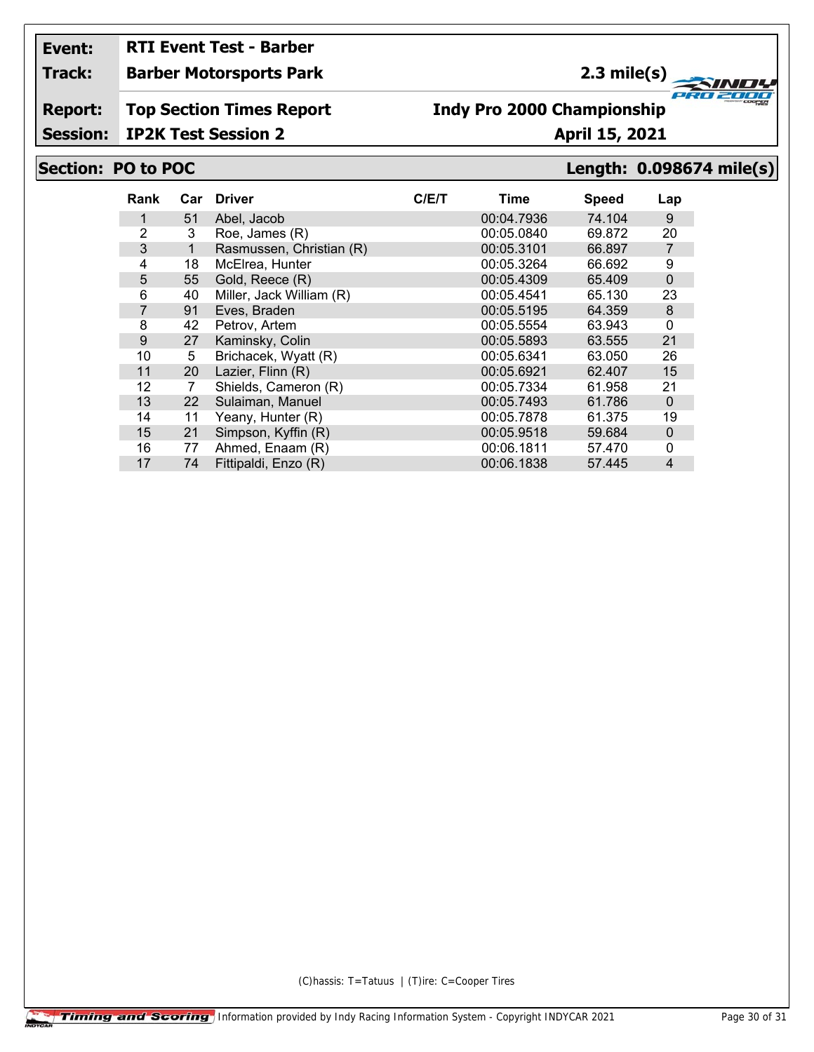**Event:** RTI Event Test - Barber

**Track:** Barber Motorsports Park — 2.3 mile(s)

**Report:** Top Section Times Report — Indy Pro 2000 Championship

**Session:** IP2K Test Session 2 — April 15, 2021

## Section: PO to POC — Length: 0.098674 mile(s)

| Rank | Car | Driver | C/E/T | Time | Speed | Lap |
|---|---|---|---|---|---|---|
| 1 | 51 | Abel, Jacob | | 00:04.7936 | 74.104 | 9 |
| 2 | 3 | Roe, James (R) | | 00:05.0840 | 69.872 | 20 |
| 3 | 1 | Rasmussen, Christian (R) | | 00:05.3101 | 66.897 | 7 |
| 4 | 18 | McElrea, Hunter | | 00:05.3264 | 66.692 | 9 |
| 5 | 55 | Gold, Reece (R) | | 00:05.4309 | 65.409 | 0 |
| 6 | 40 | Miller, Jack William (R) | | 00:05.4541 | 65.130 | 23 |
| 7 | 91 | Eves, Braden | | 00:05.5195 | 64.359 | 8 |
| 8 | 42 | Petrov, Artem | | 00:05.5554 | 63.943 | 0 |
| 9 | 27 | Kaminsky, Colin | | 00:05.5893 | 63.555 | 21 |
| 10 | 5 | Brichacek, Wyatt (R) | | 00:05.6341 | 63.050 | 26 |
| 11 | 20 | Lazier, Flinn (R) | | 00:05.6921 | 62.407 | 15 |
| 12 | 7 | Shields, Cameron (R) | | 00:05.7334 | 61.958 | 21 |
| 13 | 22 | Sulaiman, Manuel | | 00:05.7493 | 61.786 | 0 |
| 14 | 11 | Yeany, Hunter (R) | | 00:05.7878 | 61.375 | 19 |
| 15 | 21 | Simpson, Kyffin (R) | | 00:05.9518 | 59.684 | 0 |
| 16 | 77 | Ahmed, Enaam (R) | | 00:06.1811 | 57.470 | 0 |
| 17 | 74 | Fittipaldi, Enzo (R) | | 00:06.1838 | 57.445 | 4 |

(C)hassis: T=Tatuus | (T)ire: C=Cooper Tires

Timing and Scoring — Information provided by Indy Racing Information System - Copyright INDYCAR 2021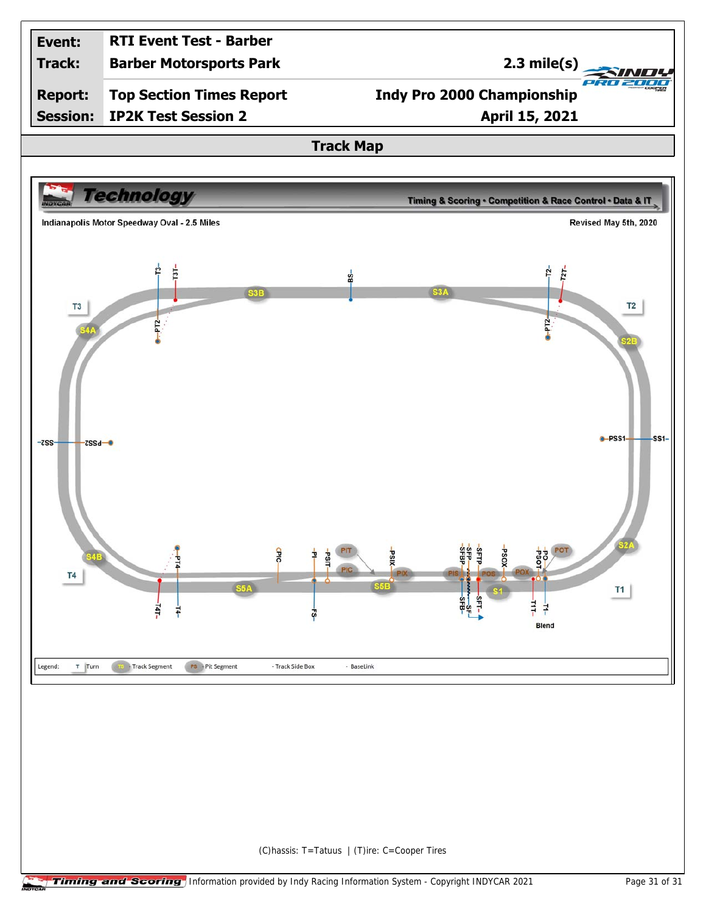| | | | |
|---|---|---|---|
| **Event:** | **RTI Event Test - Barber** | | |
| **Track:** | **Barber Motorsports Park** | **2.3 mile(s)** | |
| **Report:** | **Top Section Times Report** | **Indy Pro 2000 Championship** | |
| **Session:** | **IP2K Test Session 2** | **April 15, 2021** | |

## Track Map

Technology

Timing & Scoring • Competition & Race Control • Data & IT

Indianapolis Motor Speedway Oval - 2.5 Miles

Revised May 5th, 2020

T3 T3T BS T2 T2T

S3B S3A

T3 T2

S4A PT2 PT2 S2B

SS2 PSS2 PSS1 SS1

PT4 PIC PI PSIT PIT PSIX SFBP SFP SFTP PSOX PSOT PO POT S2A

S4B PIC PIX PIS POS POX

T4 S5A S5B S1 T1

T4T T4 FS SFB SF SFT T1T T1

Blend

Legend: T Turn | TS Track Segment | PS Pit Segment | - Track Side Box | - BaseLink

(C)hassis: T=Tatuus | (T)ire: C=Cooper Tires